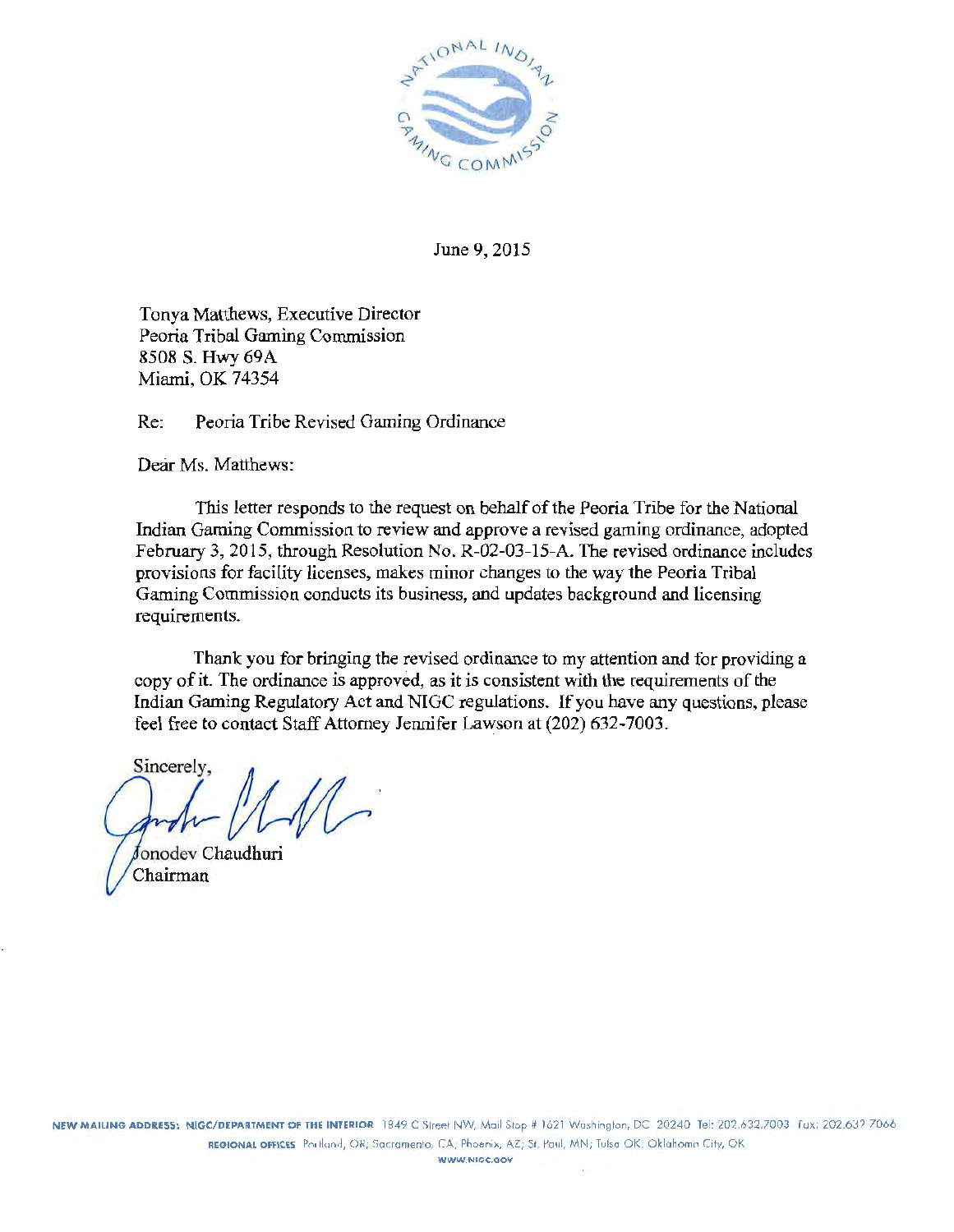June 9, 2015

Tonya Matthews, Executive Director
Peoria Tribal Gaming Commission
8508 S. Hwy 69A
Miami, OK 74354

Re: Peoria Tribe Revised Gaming Ordinance

Dear Ms. Matthews:

This letter responds to the request on behalf of the Peoria Tribe for the National Indian Gaming Commission to review and approve a revised gaming ordinance, adopted February 3, 2015, through Resolution No. R-02-03-15-A. The revised ordinance includes provisions for facility licenses, makes minor changes to the way the Peoria Tribal Gaming Commission conducts its business, and updates background and licensing requirements.

Thank you for bringing the revised ordinance to my attention and for providing a copy of it. The ordinance is approved, as it is consistent with the requirements of the Indian Gaming Regulatory Act and NIGC regulations. If you have any questions, please feel free to contact Staff Attorney Jennifer Lawson at (202) 632-7003.

Sincerely,

Jonodev Chaudhuri
Chairman

**NEW MAILING ADDRESS: NIGC/DEPARTMENT OF THE INTERIOR** 1849 C Street NW, Mail Stop # 1621 Washington, DC 20240 Tel: 202.632.7003 Fax: 202.632.7066
**REGIONAL OFFICES** Portland, OR; Sacramento, CA; Phoenix, AZ; St. Paul, MN; Tulsa OK; Oklahoma City, OK
**WWW.NIGC.GOV**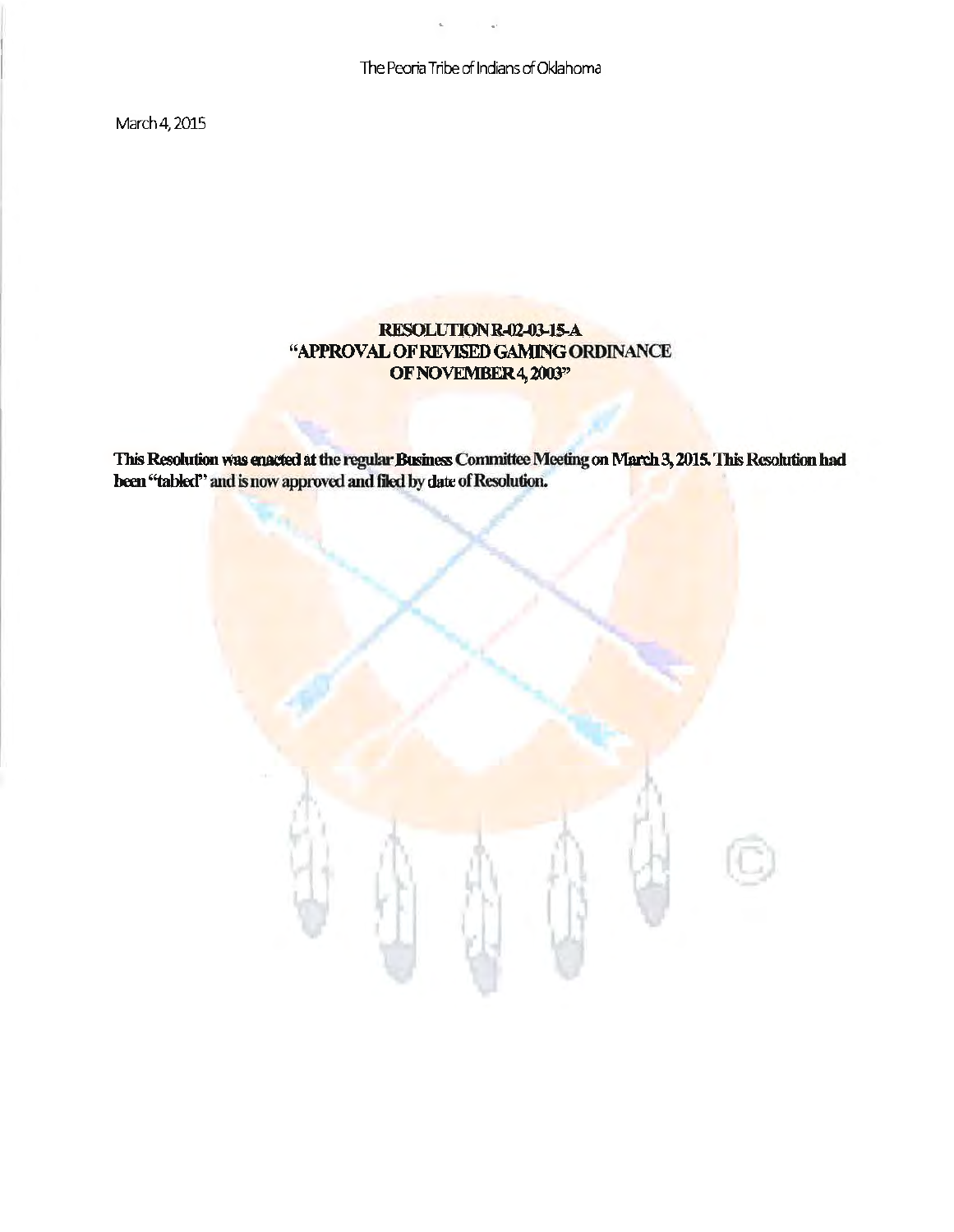The Peoria Tribe of Indians of Oklahoma

March 4, 2015

**RESOLUTION R-02-03-15-A**
**"APPROVAL OF REVISED GAMING ORDINANCE OF NOVEMBER 4, 2003"**

**This Resolution was enacted at the regular Business Committee Meeting on March 3, 2015. This Resolution had been "tabled" and is now approved and filed by date of Resolution.**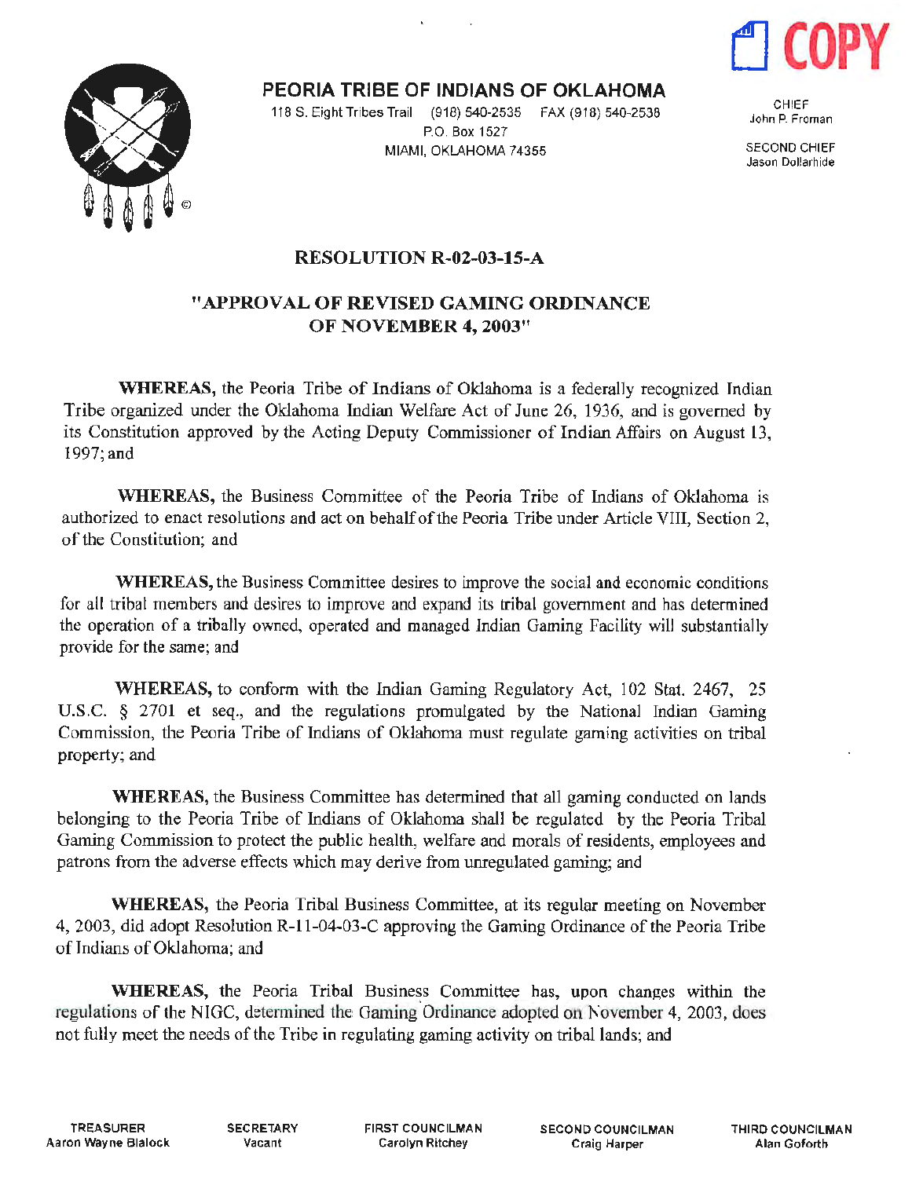COPY

# PEORIA TRIBE OF INDIANS OF OKLAHOMA

118 S. Eight Tribes Trail (918) 540-2535 FAX (918) 540-2538
P.O. Box 1527
MIAMI, OKLAHOMA 74355

CHIEF
John P. Froman

SECOND CHIEF
Jason Dollarhide

## RESOLUTION R-02-03-15-A

## "APPROVAL OF REVISED GAMING ORDINANCE OF NOVEMBER 4, 2003"

**WHEREAS,** the Peoria Tribe of Indians of Oklahoma is a federally recognized Indian Tribe organized under the Oklahoma Indian Welfare Act of June 26, 1936, and is governed by its Constitution approved by the Acting Deputy Commissioner of Indian Affairs on August 13, 1997; and

**WHEREAS,** the Business Committee of the Peoria Tribe of Indians of Oklahoma is authorized to enact resolutions and act on behalf of the Peoria Tribe under Article VIII, Section 2, of the Constitution; and

**WHEREAS,** the Business Committee desires to improve the social and economic conditions for all tribal members and desires to improve and expand its tribal government and has determined the operation of a tribally owned, operated and managed Indian Gaming Facility will substantially provide for the same; and

**WHEREAS,** to conform with the Indian Gaming Regulatory Act, 102 Stat. 2467, 25 U.S.C. § 2701 et seq., and the regulations promulgated by the National Indian Gaming Commission, the Peoria Tribe of Indians of Oklahoma must regulate gaming activities on tribal property; and

**WHEREAS,** the Business Committee has determined that all gaming conducted on lands belonging to the Peoria Tribe of Indians of Oklahoma shall be regulated by the Peoria Tribal Gaming Commission to protect the public health, welfare and morals of residents, employees and patrons from the adverse effects which may derive from unregulated gaming; and

**WHEREAS,** the Peoria Tribal Business Committee, at its regular meeting on November 4, 2003, did adopt Resolution R-11-04-03-C approving the Gaming Ordinance of the Peoria Tribe of Indians of Oklahoma; and

**WHEREAS,** the Peoria Tribal Business Committee has, upon changes within the regulations of the NIGC, determined the Gaming Ordinance adopted on November 4, 2003, does not fully meet the needs of the Tribe in regulating gaming activity on tribal lands; and

TREASURER
Aaron Wayne Blalock

SECRETARY
Vacant

FIRST COUNCILMAN
Carolyn Ritchey

SECOND COUNCILMAN
Craig Harper

THIRD COUNCILMAN
Alan Goforth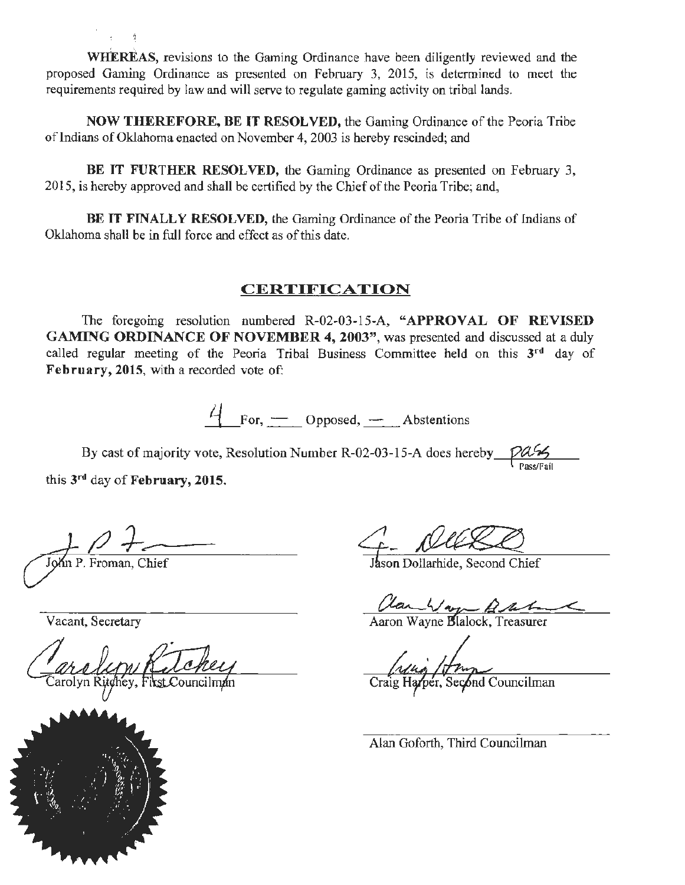**WHEREAS**, revisions to the Gaming Ordinance have been diligently reviewed and the proposed Gaming Ordinance as presented on February 3, 2015, is determined to meet the requirements required by law and will serve to regulate gaming activity on tribal lands.

**NOW THEREFORE, BE IT RESOLVED,** the Gaming Ordinance of the Peoria Tribe of Indians of Oklahoma enacted on November 4, 2003 is hereby rescinded; and

**BE IT FURTHER RESOLVED,** the Gaming Ordinance as presented on February 3, 2015, is hereby approved and shall be certified by the Chief of the Peoria Tribe; and,

**BE IT FINALLY RESOLVED,** the Gaming Ordinance of the Peoria Tribe of Indians of Oklahoma shall be in full force and effect as of this date.

## CERTIFICATION

The foregoing resolution numbered R-02-03-15-A, **"APPROVAL OF REVISED GAMING ORDINANCE OF NOVEMBER 4, 2003"**, was presented and discussed at a duly called regular meeting of the Peoria Tribal Business Committee held on this **3rd** day of **February, 2015**, with a recorded vote of:

4 For, — Opposed, — Abstentions

By cast of majority vote, Resolution Number R-02-03-15-A does hereby pass (Pass/Fail) this **3rd** day of **February, 2015.**

John P. Froman, Chief

Jason Dollarhide, Second Chief

Vacant, Secretary

Aaron Wayne Blalock, Treasurer

Carolyn Ritchey, First Councilman

Craig Harper, Second Councilman

Alan Goforth, Third Councilman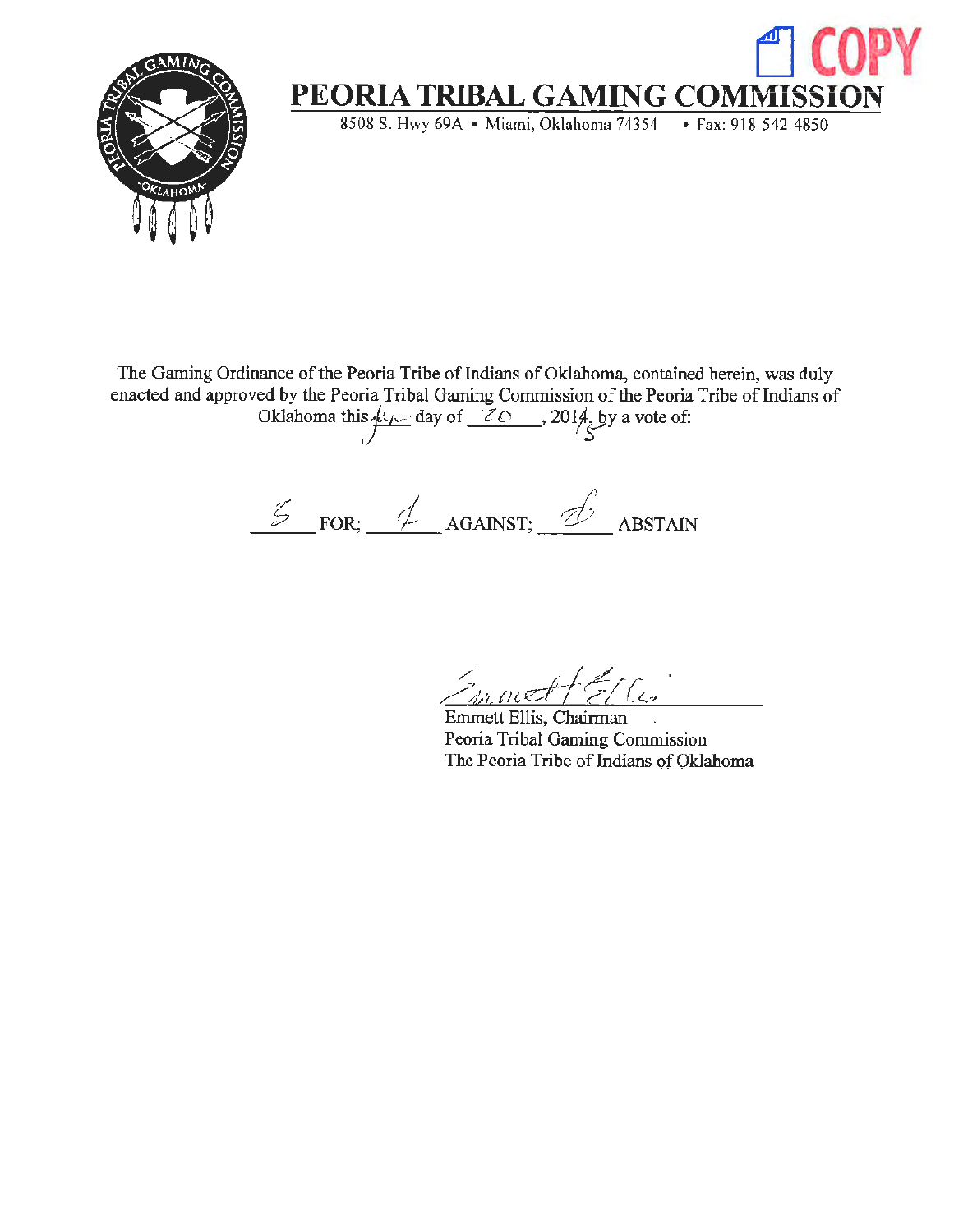COPY

# PEORIA TRIBAL GAMING COMMISSION

8508 S. Hwy 69A • Miami, Oklahoma 74354 • Fax: 918-542-4850

The Gaming Ordinance of the Peoria Tribe of Indians of Oklahoma, contained herein, was duly enacted and approved by the Peoria Tribal Gaming Commission of the Peoria Tribe of Indians of Oklahoma this 4th day of 20, 2015, by a vote of:

3 FOR; 1 AGAINST; 0 ABSTAIN

Emmett Ellis, Chairman
Peoria Tribal Gaming Commission
The Peoria Tribe of Indians of Oklahoma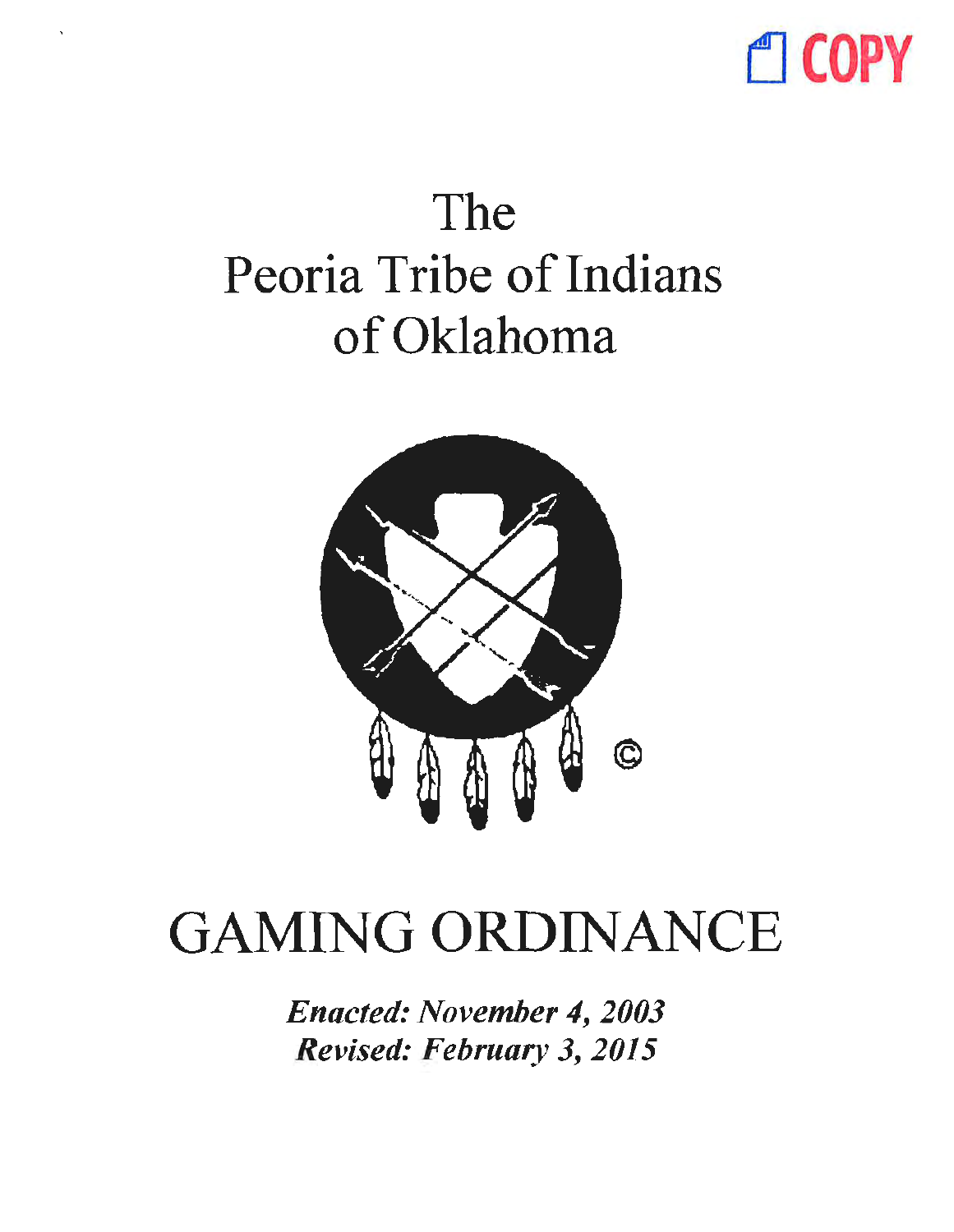COPY

# The Peoria Tribe of Indians of Oklahoma

# GAMING ORDINANCE

***Enacted: November 4, 2003***
***Revised: February 3, 2015***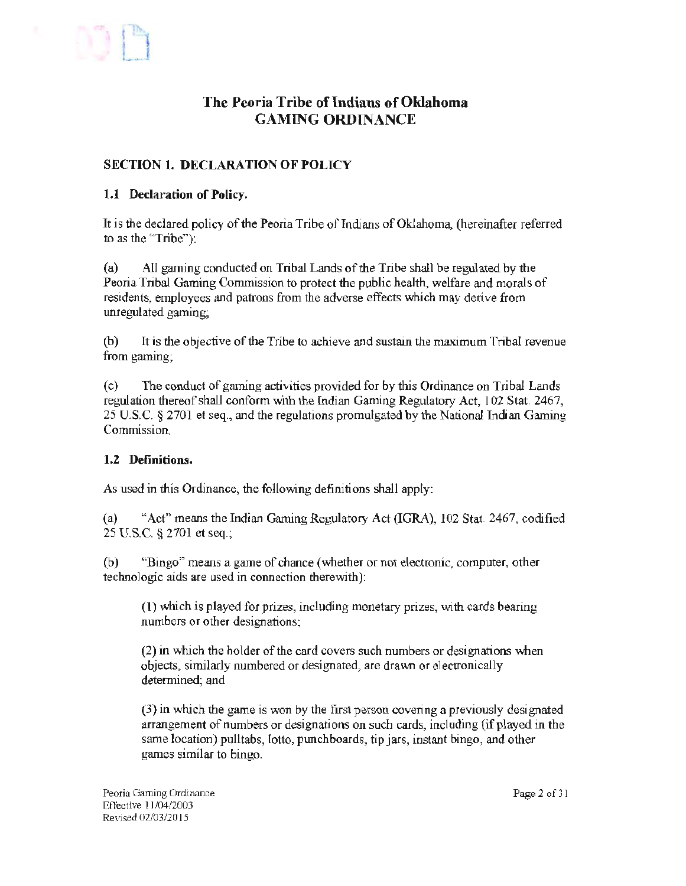# The Peoria Tribe of Indians of Oklahoma
# GAMING ORDINANCE

## SECTION 1. DECLARATION OF POLICY

### 1.1 Declaration of Policy.

It is the declared policy of the Peoria Tribe of Indians of Oklahoma, (hereinafter referred to as the "Tribe"):

(a) All gaming conducted on Tribal Lands of the Tribe shall be regulated by the Peoria Tribal Gaming Commission to protect the public health, welfare and morals of residents, employees and patrons from the adverse effects which may derive from unregulated gaming;

(b) It is the objective of the Tribe to achieve and sustain the maximum Tribal revenue from gaming;

(c) The conduct of gaming activities provided for by this Ordinance on Tribal Lands regulation thereof shall conform with the Indian Gaming Regulatory Act, 102 Stat. 2467, 25 U.S.C. § 2701 et seq., and the regulations promulgated by the National Indian Gaming Commission.

### 1.2 Definitions.

As used in this Ordinance, the following definitions shall apply:

(a) "Act" means the Indian Gaming Regulatory Act (IGRA), 102 Stat. 2467, codified 25 U.S.C. § 2701 et seq.;

(b) "Bingo" means a game of chance (whether or not electronic, computer, other technologic aids are used in connection therewith):

(1) which is played for prizes, including monetary prizes, with cards bearing numbers or other designations;

(2) in which the holder of the card covers such numbers or designations when objects, similarly numbered or designated, are drawn or electronically determined; and

(3) in which the game is won by the first person covering a previously designated arrangement of numbers or designations on such cards, including (if played in the same location) pulltabs, lotto, punchboards, tip jars, instant bingo, and other games similar to bingo.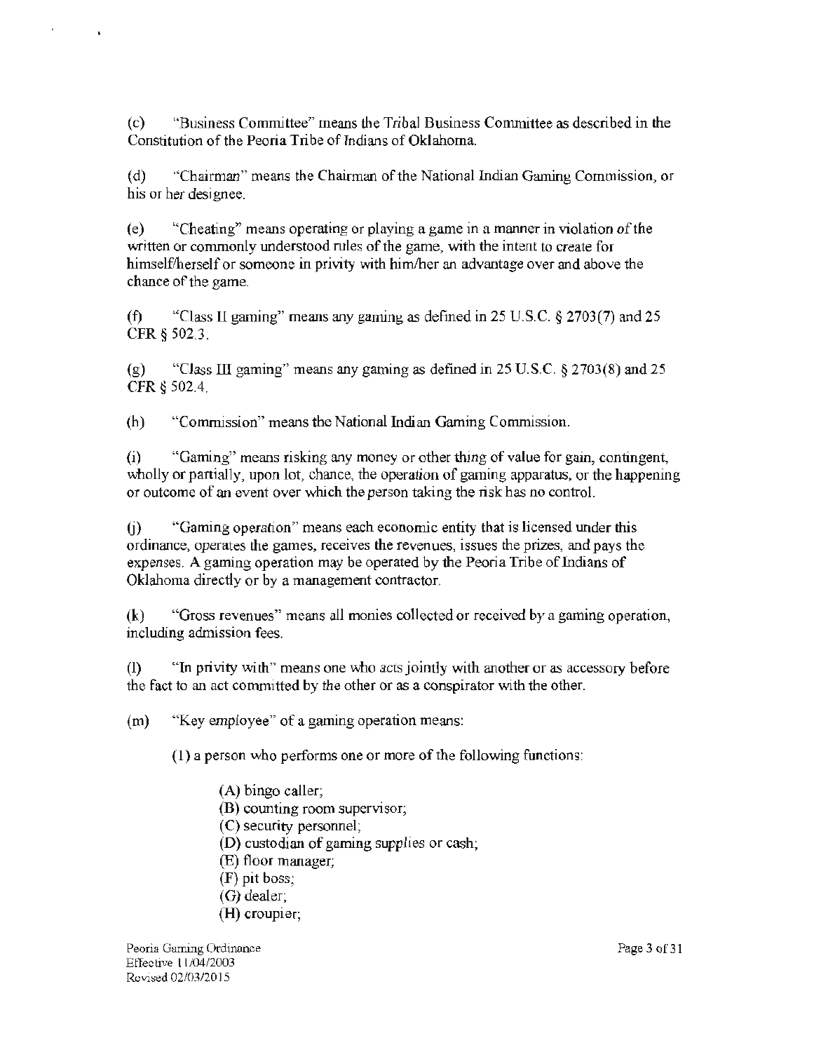(c) "Business Committee" means the Tribal Business Committee as described in the Constitution of the Peoria Tribe of Indians of Oklahoma.

(d) "Chairman" means the Chairman of the National Indian Gaming Commission, or his or her designee.

(e) "Cheating" means operating or playing a game in a manner in violation of the written or commonly understood rules of the game, with the intent to create for himself/herself or someone in privity with him/her an advantage over and above the chance of the game.

(f) "Class II gaming" means any gaming as defined in 25 U.S.C. § 2703(7) and 25 CFR § 502.3.

(g) "Class III gaming" means any gaming as defined in 25 U.S.C. § 2703(8) and 25 CFR § 502.4.

(h) "Commission" means the National Indian Gaming Commission.

(i) "Gaming" means risking any money or other thing of value for gain, contingent, wholly or partially, upon lot, chance, the operation of gaming apparatus, or the happening or outcome of an event over which the person taking the risk has no control.

(j) "Gaming operation" means each economic entity that is licensed under this ordinance, operates the games, receives the revenues, issues the prizes, and pays the expenses. A gaming operation may be operated by the Peoria Tribe of Indians of Oklahoma directly or by a management contractor.

(k) "Gross revenues" means all monies collected or received by a gaming operation, including admission fees.

(l) "In privity with" means one who acts jointly with another or as accessory before the fact to an act committed by the other or as a conspirator with the other.

(m) "Key employee" of a gaming operation means:

(1) a person who performs one or more of the following functions:

(A) bingo caller;
(B) counting room supervisor;
(C) security personnel;
(D) custodian of gaming supplies or cash;
(E) floor manager;
(F) pit boss;
(G) dealer;
(H) croupier;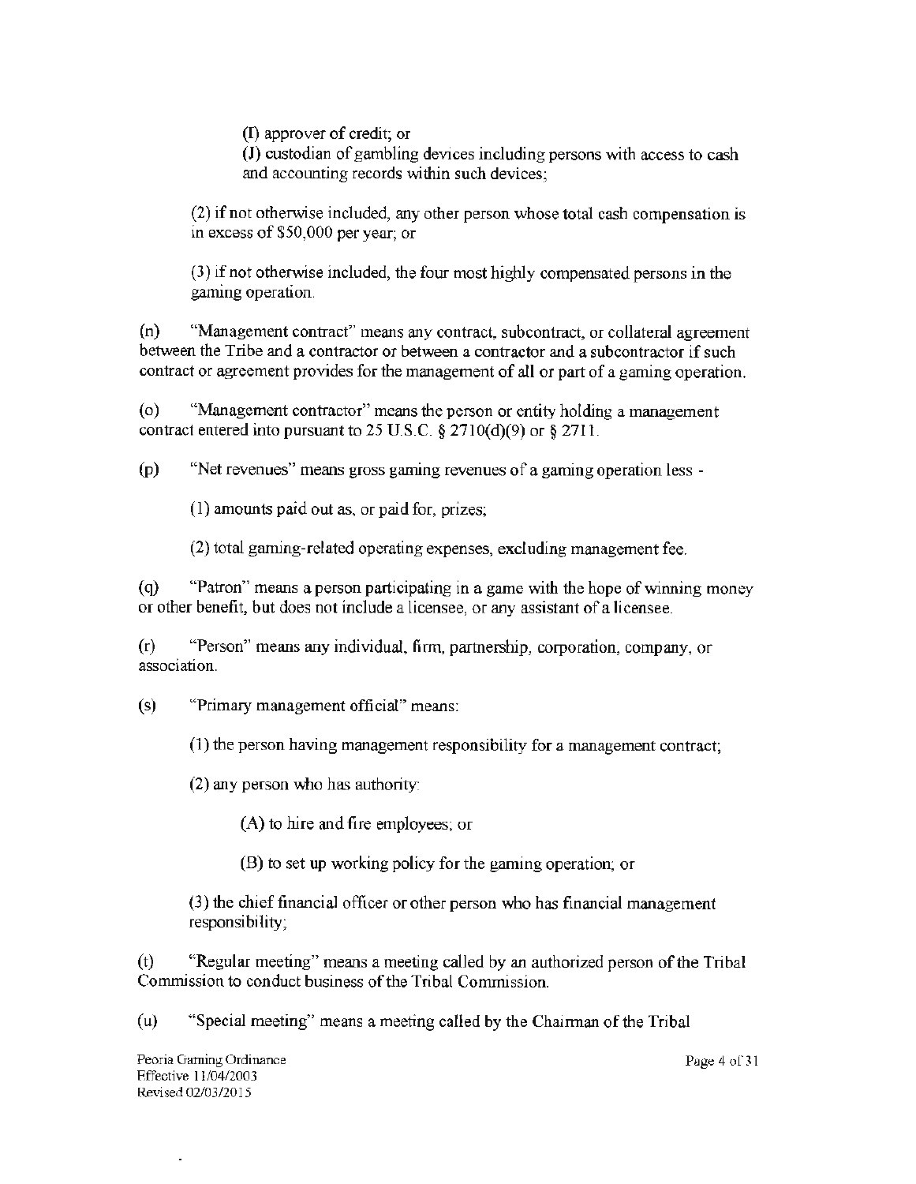(I) approver of credit; or

(J) custodian of gambling devices including persons with access to cash and accounting records within such devices;

(2) if not otherwise included, any other person whose total cash compensation is in excess of $50,000 per year; or

(3) if not otherwise included, the four most highly compensated persons in the gaming operation.

(n) "Management contract" means any contract, subcontract, or collateral agreement between the Tribe and a contractor or between a contractor and a subcontractor if such contract or agreement provides for the management of all or part of a gaming operation.

(o) "Management contractor" means the person or entity holding a management contract entered into pursuant to 25 U.S.C. § 2710(d)(9) or § 2711.

(p) "Net revenues" means gross gaming revenues of a gaming operation less -

(1) amounts paid out as, or paid for, prizes;

(2) total gaming-related operating expenses, excluding management fee.

(q) "Patron" means a person participating in a game with the hope of winning money or other benefit, but does not include a licensee, or any assistant of a licensee.

(r) "Person" means any individual, firm, partnership, corporation, company, or association.

(s) "Primary management official" means:

(1) the person having management responsibility for a management contract;

(2) any person who has authority:

(A) to hire and fire employees; or

(B) to set up working policy for the gaming operation; or

(3) the chief financial officer or other person who has financial management responsibility;

(t) "Regular meeting" means a meeting called by an authorized person of the Tribal Commission to conduct business of the Tribal Commission.

(u) "Special meeting" means a meeting called by the Chairman of the Tribal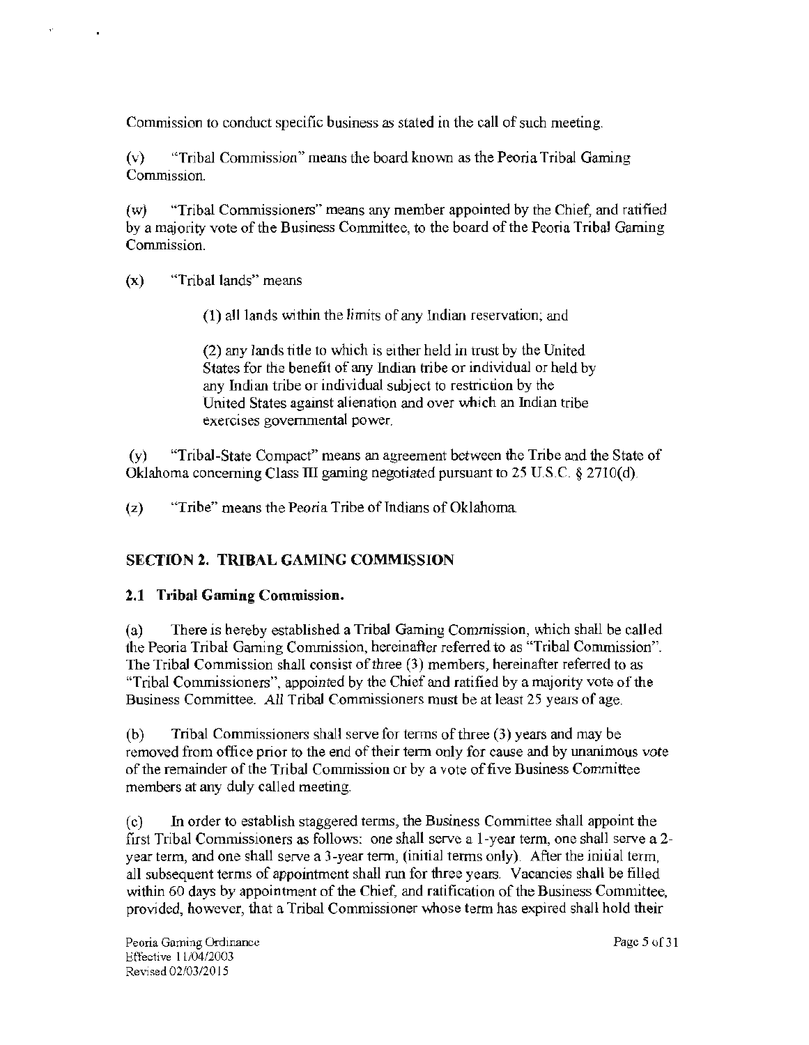Commission to conduct specific business as stated in the call of such meeting.

(v) "Tribal Commission" means the board known as the Peoria Tribal Gaming Commission.

(w) "Tribal Commissioners" means any member appointed by the Chief, and ratified by a majority vote of the Business Committee, to the board of the Peoria Tribal Gaming Commission.

(x) "Tribal lands" means

> (1) all lands within the limits of any Indian reservation; and
>
> (2) any lands title to which is either held in trust by the United States for the benefit of any Indian tribe or individual or held by any Indian tribe or individual subject to restriction by the United States against alienation and over which an Indian tribe exercises governmental power.

(y) "Tribal-State Compact" means an agreement between the Tribe and the State of Oklahoma concerning Class III gaming negotiated pursuant to 25 U.S.C. § 2710(d).

(z) "Tribe" means the Peoria Tribe of Indians of Oklahoma.

## SECTION 2. TRIBAL GAMING COMMISSION

### 2.1 Tribal Gaming Commission.

(a) There is hereby established a Tribal Gaming Commission, which shall be called the Peoria Tribal Gaming Commission, hereinafter referred to as "Tribal Commission". The Tribal Commission shall consist of three (3) members, hereinafter referred to as "Tribal Commissioners", appointed by the Chief and ratified by a majority vote of the Business Committee. All Tribal Commissioners must be at least 25 years of age.

(b) Tribal Commissioners shall serve for terms of three (3) years and may be removed from office prior to the end of their term only for cause and by unanimous vote of the remainder of the Tribal Commission or by a vote of five Business Committee members at any duly called meeting.

(c) In order to establish staggered terms, the Business Committee shall appoint the first Tribal Commissioners as follows: one shall serve a 1-year term, one shall serve a 2-year term, and one shall serve a 3-year term, (initial terms only). After the initial term, all subsequent terms of appointment shall run for three years. Vacancies shall be filled within 60 days by appointment of the Chief, and ratification of the Business Committee, provided, however, that a Tribal Commissioner whose term has expired shall hold their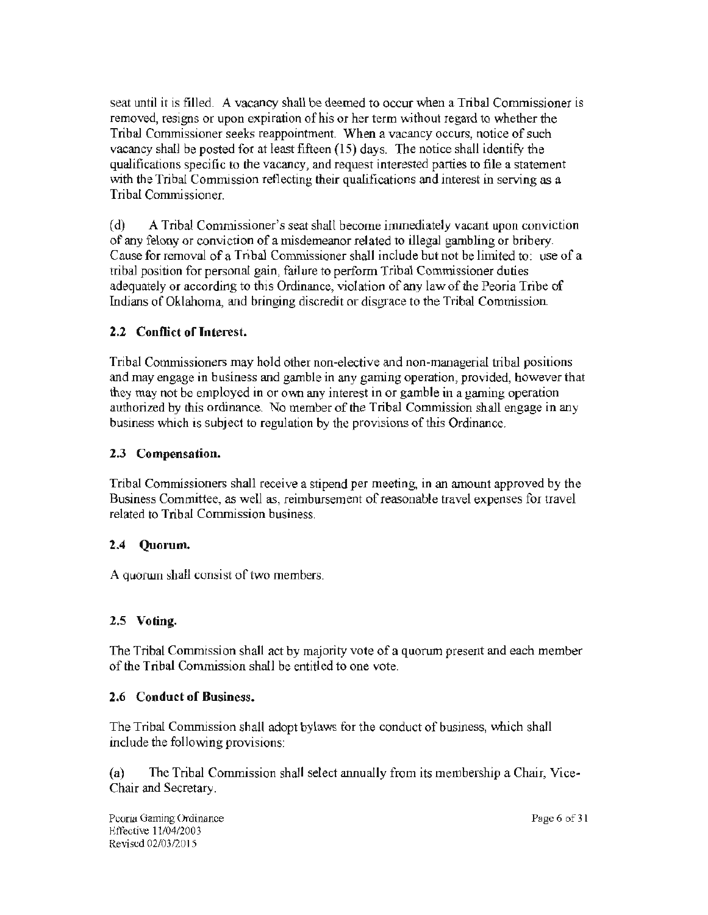seat until it is filled. A vacancy shall be deemed to occur when a Tribal Commissioner is removed, resigns or upon expiration of his or her term without regard to whether the Tribal Commissioner seeks reappointment. When a vacancy occurs, notice of such vacancy shall be posted for at least fifteen (15) days. The notice shall identify the qualifications specific to the vacancy, and request interested parties to file a statement with the Tribal Commission reflecting their qualifications and interest in serving as a Tribal Commissioner.

(d) A Tribal Commissioner's seat shall become immediately vacant upon conviction of any felony or conviction of a misdemeanor related to illegal gambling or bribery. Cause for removal of a Tribal Commissioner shall include but not be limited to: use of a tribal position for personal gain, failure to perform Tribal Commissioner duties adequately or according to this Ordinance, violation of any law of the Peoria Tribe of Indians of Oklahoma, and bringing discredit or disgrace to the Tribal Commission.

### 2.2 Conflict of Interest.

Tribal Commissioners may hold other non-elective and non-managerial tribal positions and may engage in business and gamble in any gaming operation, provided, however that they may not be employed in or own any interest in or gamble in a gaming operation authorized by this ordinance. No member of the Tribal Commission shall engage in any business which is subject to regulation by the provisions of this Ordinance.

### 2.3 Compensation.

Tribal Commissioners shall receive a stipend per meeting, in an amount approved by the Business Committee, as well as, reimbursement of reasonable travel expenses for travel related to Tribal Commission business.

### 2.4 Quorum.

A quorum shall consist of two members.

### 2.5 Voting.

The Tribal Commission shall act by majority vote of a quorum present and each member of the Tribal Commission shall be entitled to one vote.

### 2.6 Conduct of Business.

The Tribal Commission shall adopt bylaws for the conduct of business, which shall include the following provisions:

(a) The Tribal Commission shall select annually from its membership a Chair, Vice-Chair and Secretary.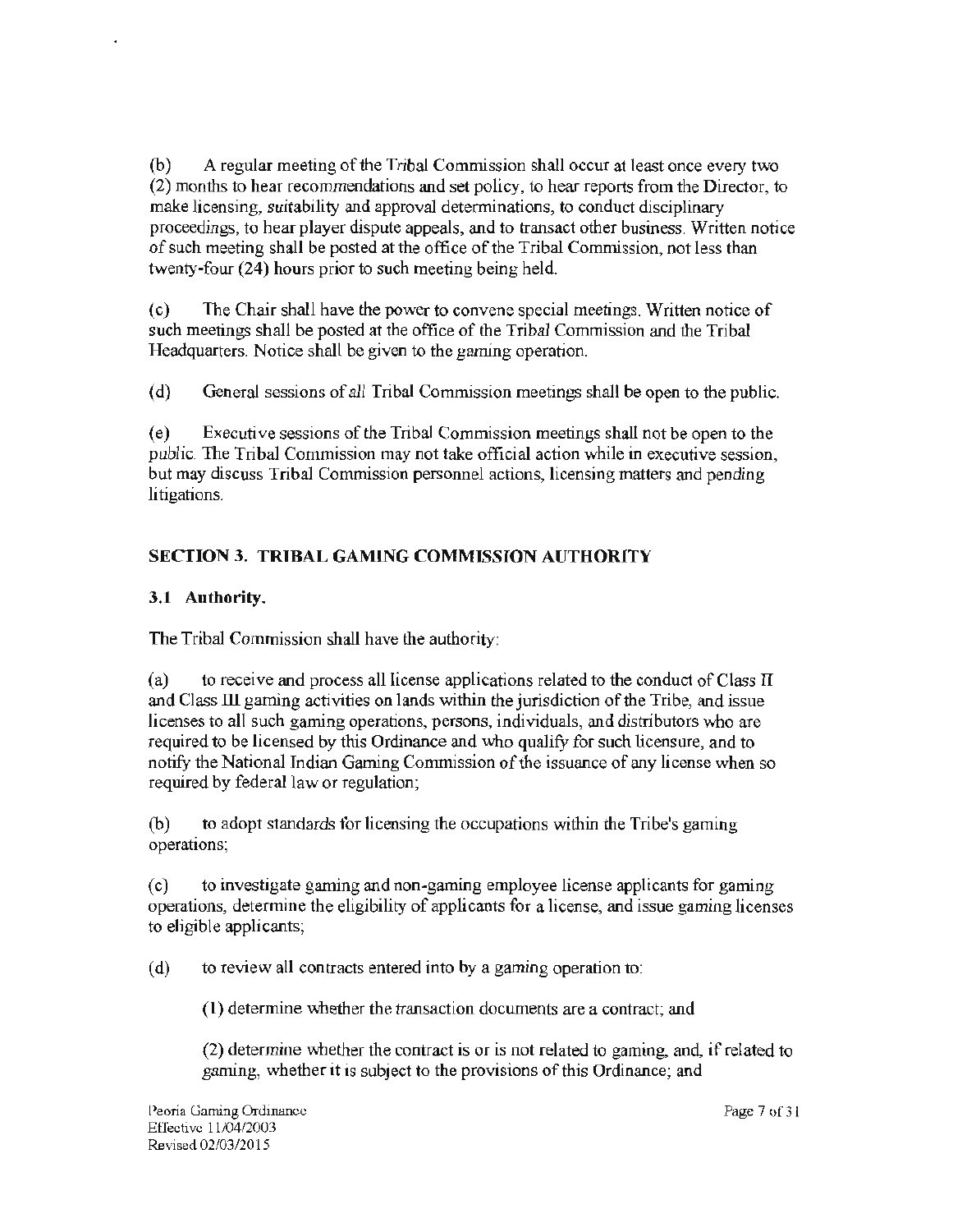(b) A regular meeting of the Tribal Commission shall occur at least once every two (2) months to hear recommendations and set policy, to hear reports from the Director, to make licensing, suitability and approval determinations, to conduct disciplinary proceedings, to hear player dispute appeals, and to transact other business. Written notice of such meeting shall be posted at the office of the Tribal Commission, not less than twenty-four (24) hours prior to such meeting being held.

(c) The Chair shall have the power to convene special meetings. Written notice of such meetings shall be posted at the office of the Tribal Commission and the Tribal Headquarters. Notice shall be given to the gaming operation.

(d) General sessions of all Tribal Commission meetings shall be open to the public.

(e) Executive sessions of the Tribal Commission meetings shall not be open to the public. The Tribal Commission may not take official action while in executive session, but may discuss Tribal Commission personnel actions, licensing matters and pending litigations.

## SECTION 3. TRIBAL GAMING COMMISSION AUTHORITY

### 3.1 Authority.

The Tribal Commission shall have the authority:

(a) to receive and process all license applications related to the conduct of Class II and Class III gaming activities on lands within the jurisdiction of the Tribe, and issue licenses to all such gaming operations, persons, individuals, and distributors who are required to be licensed by this Ordinance and who qualify for such licensure, and to notify the National Indian Gaming Commission of the issuance of any license when so required by federal law or regulation;

(b) to adopt standards for licensing the occupations within the Tribe's gaming operations;

(c) to investigate gaming and non-gaming employee license applicants for gaming operations, determine the eligibility of applicants for a license, and issue gaming licenses to eligible applicants;

(d) to review all contracts entered into by a gaming operation to:

(1) determine whether the transaction documents are a contract; and

(2) determine whether the contract is or is not related to gaming, and, if related to gaming, whether it is subject to the provisions of this Ordinance; and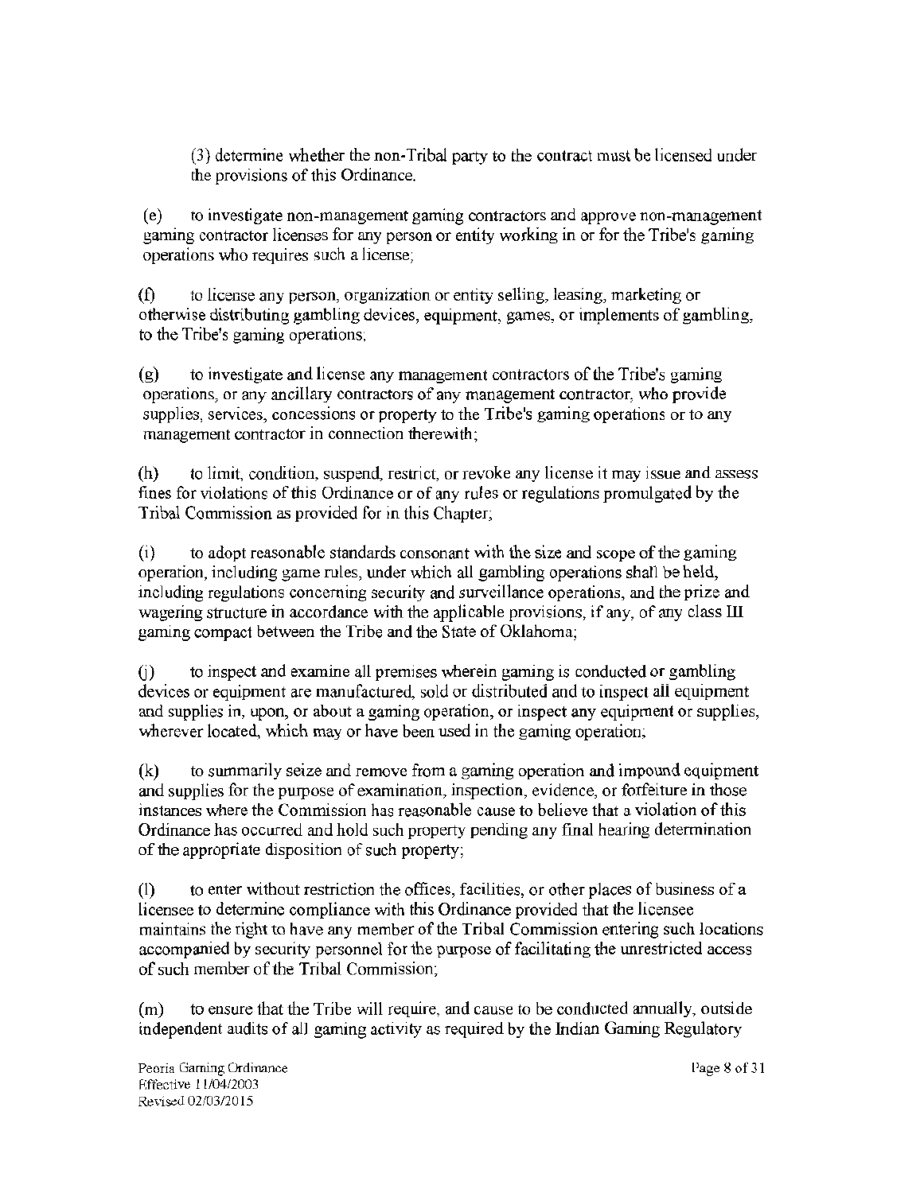(3) determine whether the non-Tribal party to the contract must be licensed under the provisions of this Ordinance.

(e) to investigate non-management gaming contractors and approve non-management gaming contractor licenses for any person or entity working in or for the Tribe's gaming operations who requires such a license;

(f) to license any person, organization or entity selling, leasing, marketing or otherwise distributing gambling devices, equipment, games, or implements of gambling, to the Tribe's gaming operations;

(g) to investigate and license any management contractors of the Tribe's gaming operations, or any ancillary contractors of any management contractor, who provide supplies, services, concessions or property to the Tribe's gaming operations or to any management contractor in connection therewith;

(h) to limit, condition, suspend, restrict, or revoke any license it may issue and assess fines for violations of this Ordinance or of any rules or regulations promulgated by the Tribal Commission as provided for in this Chapter;

(i) to adopt reasonable standards consonant with the size and scope of the gaming operation, including game rules, under which all gambling operations shall be held, including regulations concerning security and surveillance operations, and the prize and wagering structure in accordance with the applicable provisions, if any, of any class III gaming compact between the Tribe and the State of Oklahoma;

(j) to inspect and examine all premises wherein gaming is conducted or gambling devices or equipment are manufactured, sold or distributed and to inspect all equipment and supplies in, upon, or about a gaming operation, or inspect any equipment or supplies, wherever located, which may or have been used in the gaming operation;

(k) to summarily seize and remove from a gaming operation and impound equipment and supplies for the purpose of examination, inspection, evidence, or forfeiture in those instances where the Commission has reasonable cause to believe that a violation of this Ordinance has occurred and hold such property pending any final hearing determination of the appropriate disposition of such property;

(l) to enter without restriction the offices, facilities, or other places of business of a licensee to determine compliance with this Ordinance provided that the licensee maintains the right to have any member of the Tribal Commission entering such locations accompanied by security personnel for the purpose of facilitating the unrestricted access of such member of the Tribal Commission;

(m) to ensure that the Tribe will require, and cause to be conducted annually, outside independent audits of all gaming activity as required by the Indian Gaming Regulatory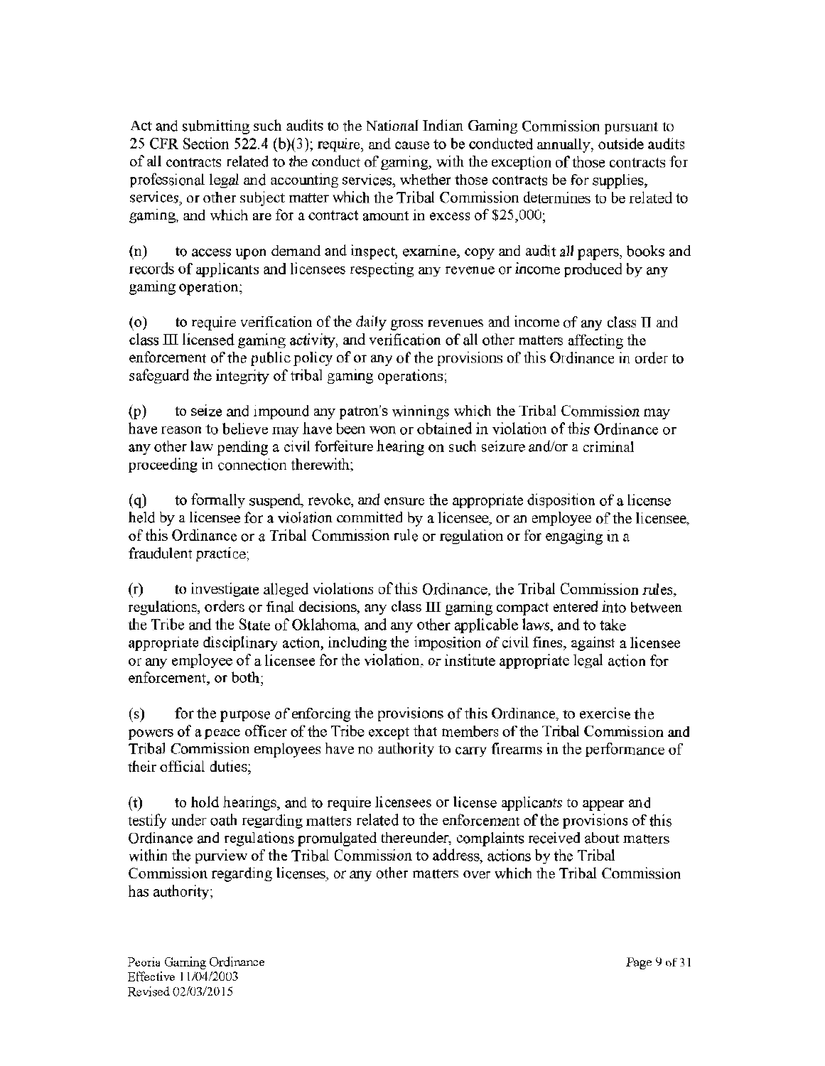Act and submitting such audits to the National Indian Gaming Commission pursuant to 25 CFR Section 522.4 (b)(3); require, and cause to be conducted annually, outside audits of all contracts related to the conduct of gaming, with the exception of those contracts for professional legal and accounting services, whether those contracts be for supplies, services, or other subject matter which the Tribal Commission determines to be related to gaming, and which are for a contract amount in excess of $25,000;

(n) to access upon demand and inspect, examine, copy and audit all papers, books and records of applicants and licensees respecting any revenue or income produced by any gaming operation;

(o) to require verification of the daily gross revenues and income of any class II and class III licensed gaming activity, and verification of all other matters affecting the enforcement of the public policy of or any of the provisions of this Ordinance in order to safeguard the integrity of tribal gaming operations;

(p) to seize and impound any patron's winnings which the Tribal Commission may have reason to believe may have been won or obtained in violation of this Ordinance or any other law pending a civil forfeiture hearing on such seizure and/or a criminal proceeding in connection therewith;

(q) to formally suspend, revoke, and ensure the appropriate disposition of a license held by a licensee for a violation committed by a licensee, or an employee of the licensee, of this Ordinance or a Tribal Commission rule or regulation or for engaging in a fraudulent practice;

(r) to investigate alleged violations of this Ordinance, the Tribal Commission rules, regulations, orders or final decisions, any class III gaming compact entered into between the Tribe and the State of Oklahoma, and any other applicable laws, and to take appropriate disciplinary action, including the imposition of civil fines, against a licensee or any employee of a licensee for the violation, or institute appropriate legal action for enforcement, or both;

(s) for the purpose of enforcing the provisions of this Ordinance, to exercise the powers of a peace officer of the Tribe except that members of the Tribal Commission and Tribal Commission employees have no authority to carry firearms in the performance of their official duties;

(t) to hold hearings, and to require licensees or license applicants to appear and testify under oath regarding matters related to the enforcement of the provisions of this Ordinance and regulations promulgated thereunder, complaints received about matters within the purview of the Tribal Commission to address, actions by the Tribal Commission regarding licenses, or any other matters over which the Tribal Commission has authority;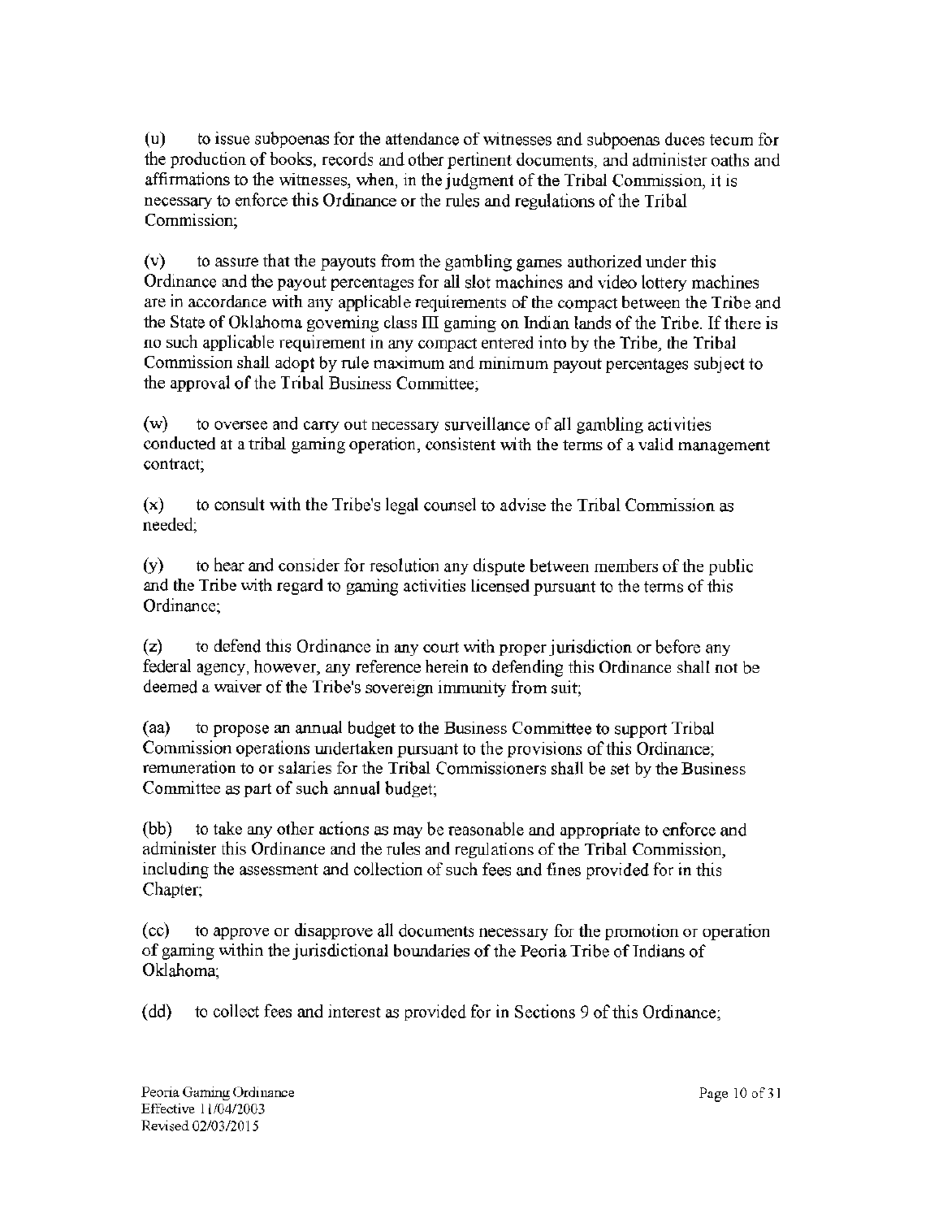(u) to issue subpoenas for the attendance of witnesses and subpoenas duces tecum for the production of books, records and other pertinent documents, and administer oaths and affirmations to the witnesses, when, in the judgment of the Tribal Commission, it is necessary to enforce this Ordinance or the rules and regulations of the Tribal Commission;

(v) to assure that the payouts from the gambling games authorized under this Ordinance and the payout percentages for all slot machines and video lottery machines are in accordance with any applicable requirements of the compact between the Tribe and the State of Oklahoma governing class III gaming on Indian lands of the Tribe. If there is no such applicable requirement in any compact entered into by the Tribe, the Tribal Commission shall adopt by rule maximum and minimum payout percentages subject to the approval of the Tribal Business Committee;

(w) to oversee and carry out necessary surveillance of all gambling activities conducted at a tribal gaming operation, consistent with the terms of a valid management contract;

(x) to consult with the Tribe's legal counsel to advise the Tribal Commission as needed;

(y) to hear and consider for resolution any dispute between members of the public and the Tribe with regard to gaming activities licensed pursuant to the terms of this Ordinance;

(z) to defend this Ordinance in any court with proper jurisdiction or before any federal agency, however, any reference herein to defending this Ordinance shall not be deemed a waiver of the Tribe's sovereign immunity from suit;

(aa) to propose an annual budget to the Business Committee to support Tribal Commission operations undertaken pursuant to the provisions of this Ordinance; remuneration to or salaries for the Tribal Commissioners shall be set by the Business Committee as part of such annual budget;

(bb) to take any other actions as may be reasonable and appropriate to enforce and administer this Ordinance and the rules and regulations of the Tribal Commission, including the assessment and collection of such fees and fines provided for in this Chapter;

(cc) to approve or disapprove all documents necessary for the promotion or operation of gaming within the jurisdictional boundaries of the Peoria Tribe of Indians of Oklahoma;

(dd) to collect fees and interest as provided for in Sections 9 of this Ordinance;

Peoria Gaming Ordinance
Effective 11/04/2003
Revised 02/03/2015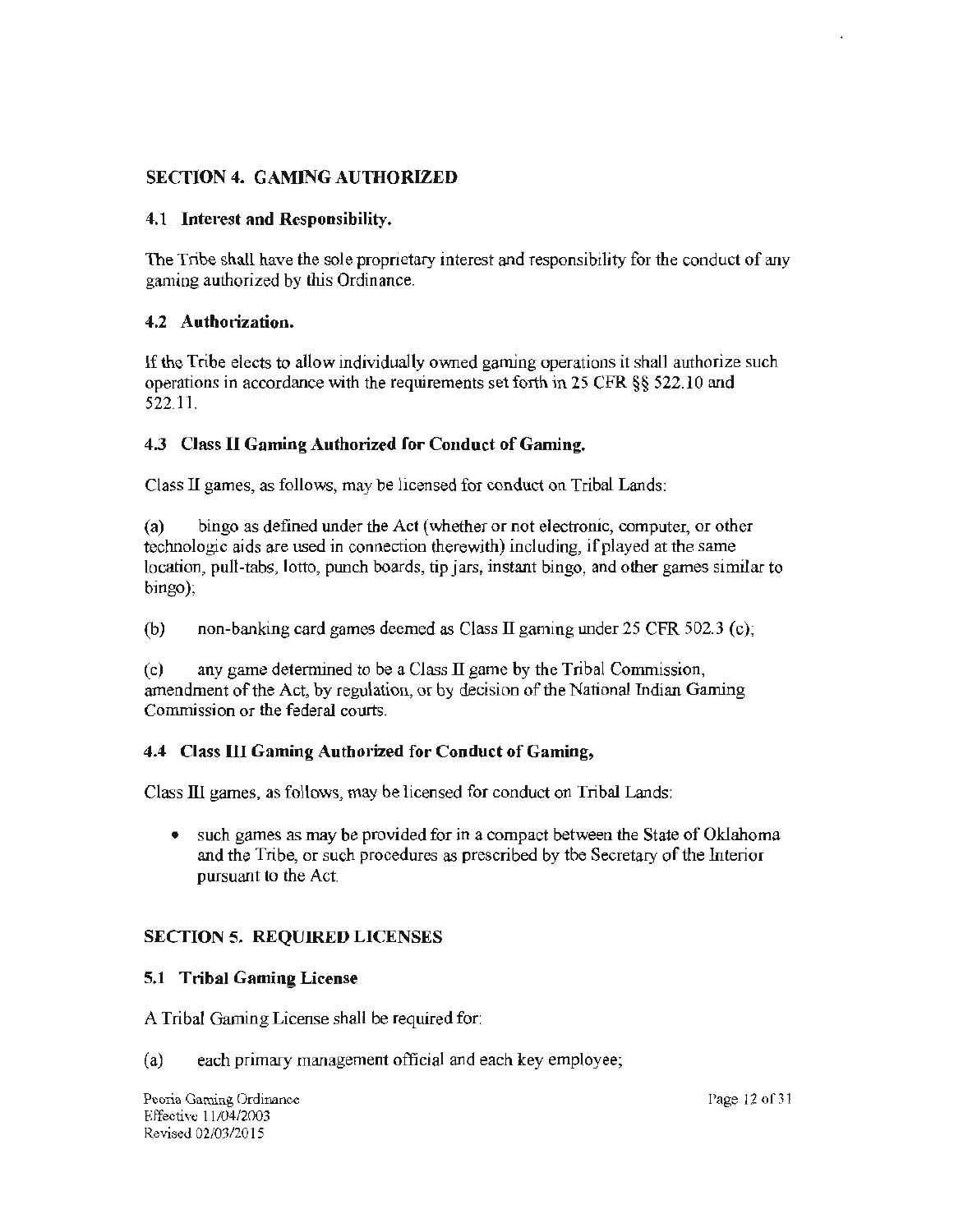## SECTION 4. GAMING AUTHORIZED

### 4.1 Interest and Responsibility.

The Tribe shall have the sole proprietary interest and responsibility for the conduct of any gaming authorized by this Ordinance.

### 4.2 Authorization.

If the Tribe elects to allow individually owned gaming operations it shall authorize such operations in accordance with the requirements set forth in 25 CFR §§ 522.10 and 522.11.

### 4.3 Class II Gaming Authorized for Conduct of Gaming.

Class II games, as follows, may be licensed for conduct on Tribal Lands:

(a) bingo as defined under the Act (whether or not electronic, computer, or other technologic aids are used in connection therewith) including, if played at the same location, pull-tabs, lotto, punch boards, tip jars, instant bingo, and other games similar to bingo);

(b) non-banking card games deemed as Class II gaming under 25 CFR 502.3 (c);

(c) any game determined to be a Class II game by the Tribal Commission, amendment of the Act, by regulation, or by decision of the National Indian Gaming Commission or the federal courts.

### 4.4 Class III Gaming Authorized for Conduct of Gaming,

Class III games, as follows, may be licensed for conduct on Tribal Lands:

- such games as may be provided for in a compact between the State of Oklahoma and the Tribe, or such procedures as prescribed by the Secretary of the Interior pursuant to the Act.

## SECTION 5. REQUIRED LICENSES

### 5.1 Tribal Gaming License

A Tribal Gaming License shall be required for:

(a) each primary management official and each key employee;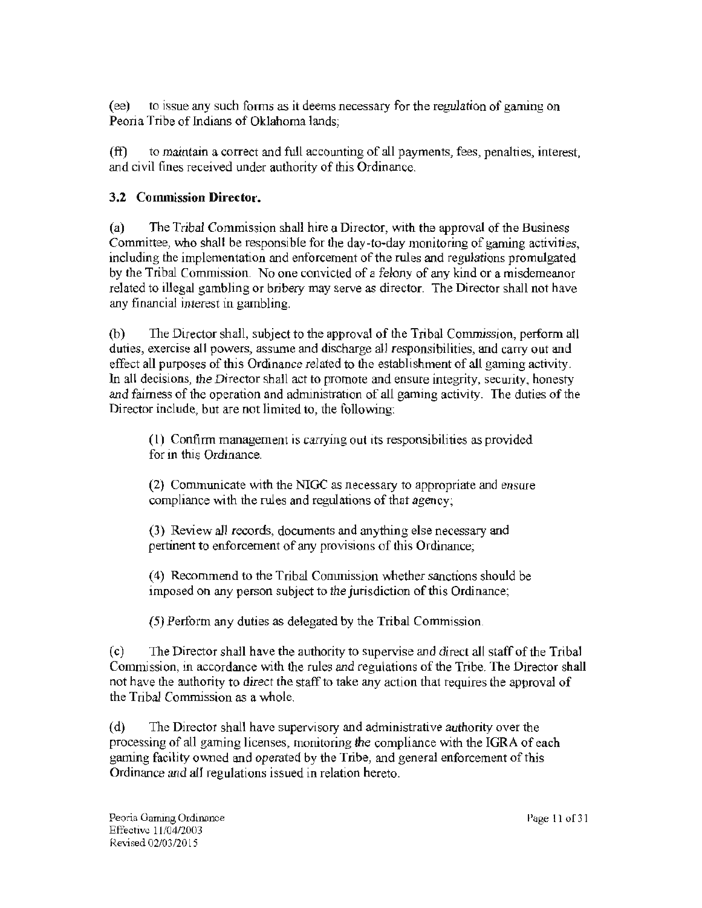(ee) to issue any such forms as it deems necessary for the regulation of gaming on Peoria Tribe of Indians of Oklahoma lands;

(ff) to maintain a correct and full accounting of all payments, fees, penalties, interest, and civil fines received under authority of this Ordinance.

### 3.2 Commission Director.

(a) The Tribal Commission shall hire a Director, with the approval of the Business Committee, who shall be responsible for the day-to-day monitoring of gaming activities, including the implementation and enforcement of the rules and regulations promulgated by the Tribal Commission. No one convicted of a felony of any kind or a misdemeanor related to illegal gambling or bribery may serve as director. The Director shall not have any financial interest in gambling.

(b) The Director shall, subject to the approval of the Tribal Commission, perform all duties, exercise all powers, assume and discharge all responsibilities, and carry out and effect all purposes of this Ordinance related to the establishment of all gaming activity. In all decisions, the Director shall act to promote and ensure integrity, security, honesty and fairness of the operation and administration of all gaming activity. The duties of the Director include, but are not limited to, the following:

> (1) Confirm management is carrying out its responsibilities as provided for in this Ordinance.
>
> (2) Communicate with the NIGC as necessary to appropriate and ensure compliance with the rules and regulations of that agency;
>
> (3) Review all records, documents and anything else necessary and pertinent to enforcement of any provisions of this Ordinance;
>
> (4) Recommend to the Tribal Commission whether sanctions should be imposed on any person subject to the jurisdiction of this Ordinance;
>
> (5) Perform any duties as delegated by the Tribal Commission.

(c) The Director shall have the authority to supervise and direct all staff of the Tribal Commission, in accordance with the rules and regulations of the Tribe. The Director shall not have the authority to direct the staff to take any action that requires the approval of the Tribal Commission as a whole.

(d) The Director shall have supervisory and administrative authority over the processing of all gaming licenses, monitoring the compliance with the IGRA of each gaming facility owned and operated by the Tribe, and general enforcement of this Ordinance and all regulations issued in relation hereto.

Peoria Gaming Ordinance
Effective 11/04/2003
Revised 02/03/2015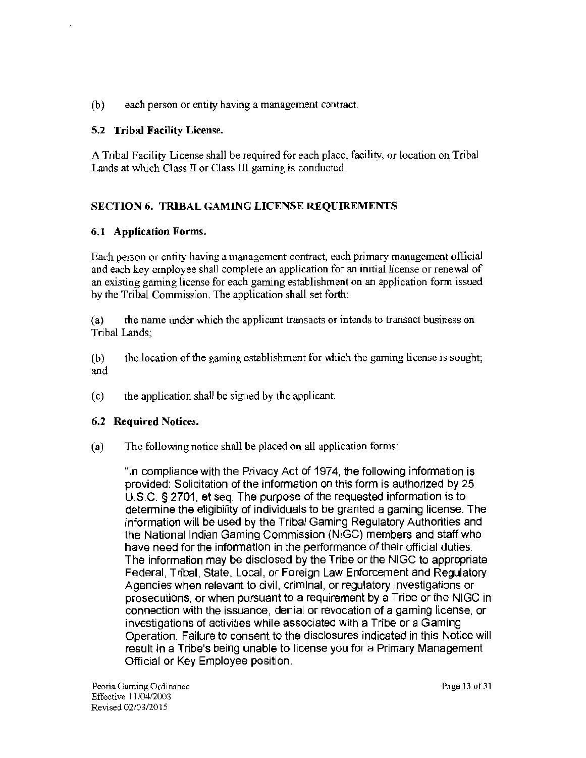(b) each person or entity having a management contract.

### 5.2 Tribal Facility License.

A Tribal Facility License shall be required for each place, facility, or location on Tribal Lands at which Class II or Class III gaming is conducted.

## SECTION 6. TRIBAL GAMING LICENSE REQUIREMENTS

### 6.1 Application Forms.

Each person or entity having a management contract, each primary management official and each key employee shall complete an application for an initial license or renewal of an existing gaming license for each gaming establishment on an application form issued by the Tribal Commission. The application shall set forth:

(a) the name under which the applicant transacts or intends to transact business on Tribal Lands;

(b) the location of the gaming establishment for which the gaming license is sought; and

(c) the application shall be signed by the applicant.

### 6.2 Required Notices.

(a) The following notice shall be placed on all application forms:

> "In compliance with the Privacy Act of 1974, the following information is provided: Solicitation of the information on this form is authorized by 25 U.S.C. § 2701, et seq. The purpose of the requested information is to determine the eligibility of individuals to be granted a gaming license. The information will be used by the Tribal Gaming Regulatory Authorities and the National Indian Gaming Commission (NIGC) members and staff who have need for the information in the performance of their official duties. The information may be disclosed by the Tribe or the NIGC to appropriate Federal, Tribal, State, Local, or Foreign Law Enforcement and Regulatory Agencies when relevant to civil, criminal, or regulatory investigations or prosecutions, or when pursuant to a requirement by a Tribe or the NIGC in connection with the issuance, denial or revocation of a gaming license, or investigations of activities while associated with a Tribe or a Gaming Operation. Failure to consent to the disclosures indicated in this Notice will result in a Tribe's being unable to license you for a Primary Management Official or Key Employee position.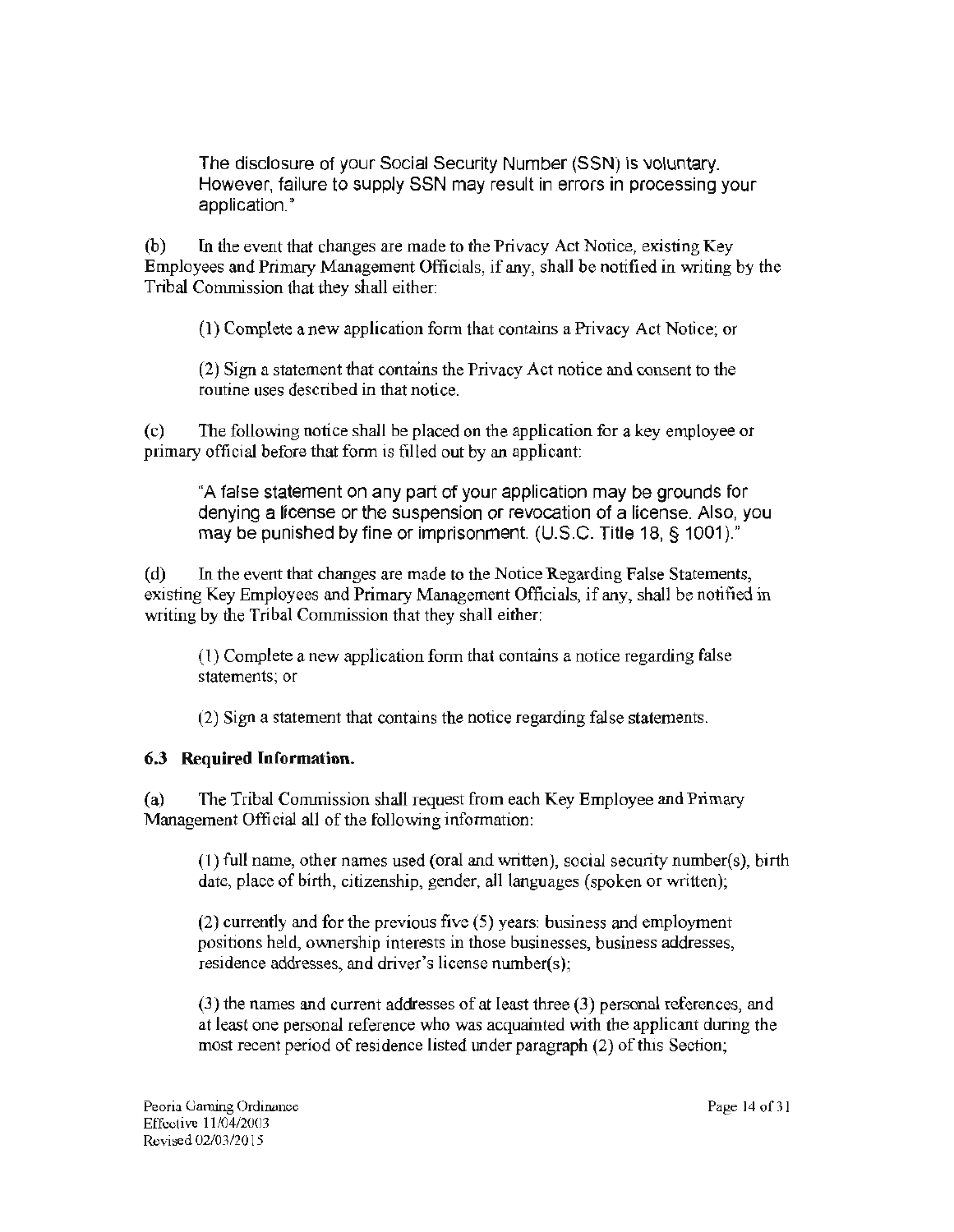The disclosure of your Social Security Number (SSN) is voluntary. However, failure to supply SSN may result in errors in processing your application."

(b) In the event that changes are made to the Privacy Act Notice, existing Key Employees and Primary Management Officials, if any, shall be notified in writing by the Tribal Commission that they shall either:

(1) Complete a new application form that contains a Privacy Act Notice; or

(2) Sign a statement that contains the Privacy Act notice and consent to the routine uses described in that notice.

(c) The following notice shall be placed on the application for a key employee or primary official before that form is filled out by an applicant:

"A false statement on any part of your application may be grounds for denying a license or the suspension or revocation of a license. Also, you may be punished by fine or imprisonment. (U.S.C. Title 18, § 1001)."

(d) In the event that changes are made to the Notice Regarding False Statements, existing Key Employees and Primary Management Officials, if any, shall be notified in writing by the Tribal Commission that they shall either:

(1) Complete a new application form that contains a notice regarding false statements; or

(2) Sign a statement that contains the notice regarding false statements.

### 6.3 Required Information.

(a) The Tribal Commission shall request from each Key Employee and Primary Management Official all of the following information:

(1) full name, other names used (oral and written), social security number(s), birth date, place of birth, citizenship, gender, all languages (spoken or written);

(2) currently and for the previous five (5) years: business and employment positions held, ownership interests in those businesses, business addresses, residence addresses, and driver's license number(s);

(3) the names and current addresses of at least three (3) personal references, and at least one personal reference who was acquainted with the applicant during the most recent period of residence listed under paragraph (2) of this Section;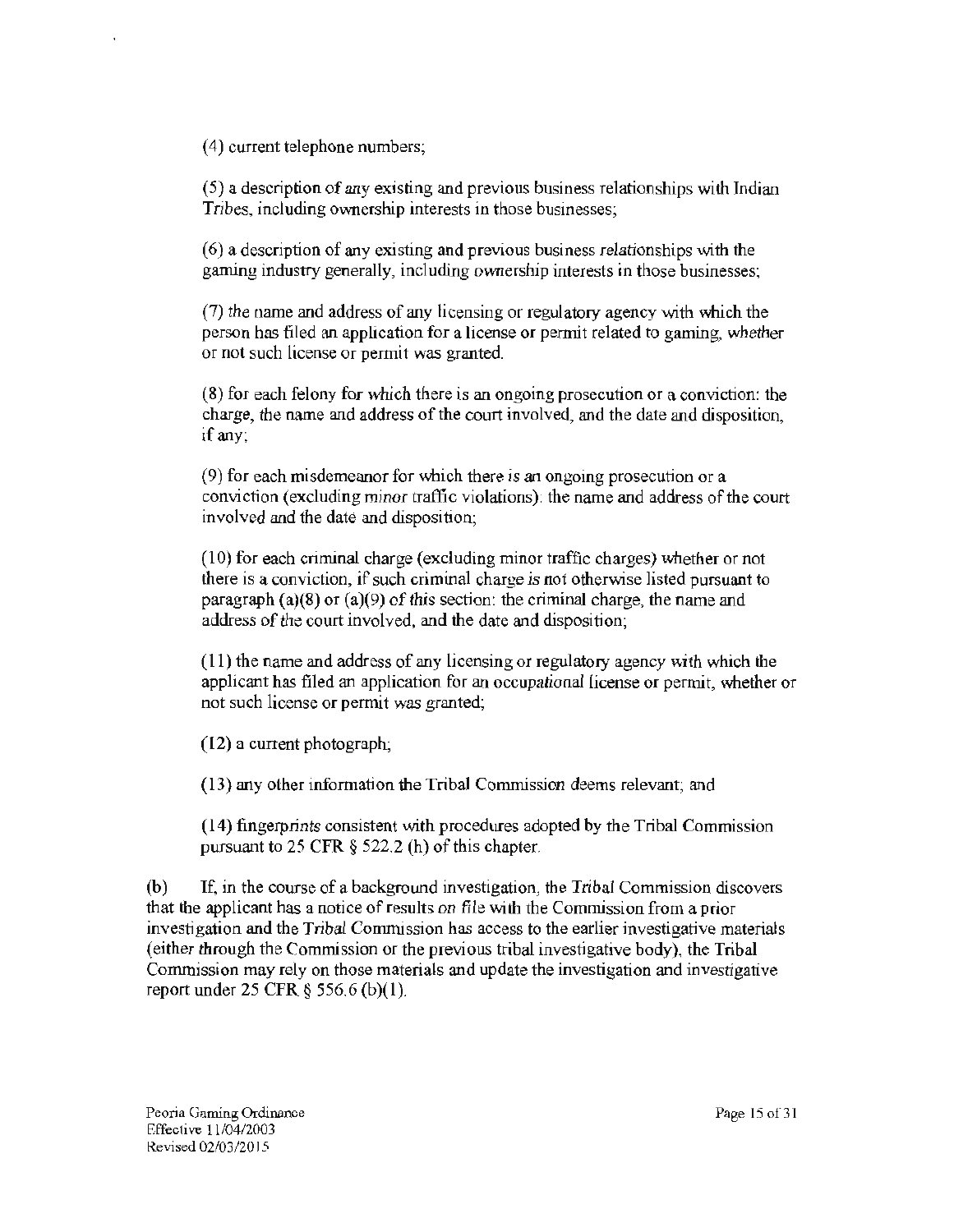(4) current telephone numbers;

(5) a description of any existing and previous business relationships with Indian Tribes, including ownership interests in those businesses;

(6) a description of any existing and previous business relationships with the gaming industry generally, including ownership interests in those businesses;

(7) the name and address of any licensing or regulatory agency with which the person has filed an application for a license or permit related to gaming, whether or not such license or permit was granted.

(8) for each felony for which there is an ongoing prosecution or a conviction: the charge, the name and address of the court involved, and the date and disposition, if any;

(9) for each misdemeanor for which there is an ongoing prosecution or a conviction (excluding minor traffic violations): the name and address of the court involved and the date and disposition;

(10) for each criminal charge (excluding minor traffic charges) whether or not there is a conviction, if such criminal charge is not otherwise listed pursuant to paragraph (a)(8) or (a)(9) of this section: the criminal charge, the name and address of the court involved, and the date and disposition;

(11) the name and address of any licensing or regulatory agency with which the applicant has filed an application for an occupational license or permit, whether or not such license or permit was granted;

(12) a current photograph;

(13) any other information the Tribal Commission deems relevant; and

(14) fingerprints consistent with procedures adopted by the Tribal Commission pursuant to 25 CFR § 522.2 (h) of this chapter.

(b) If, in the course of a background investigation, the Tribal Commission discovers that the applicant has a notice of results on file with the Commission from a prior investigation and the Tribal Commission has access to the earlier investigative materials (either through the Commission or the previous tribal investigative body), the Tribal Commission may rely on those materials and update the investigation and investigative report under 25 CFR § 556.6 (b)(1).

Peoria Gaming Ordinance
Effective 11/04/2003
Revised 02/03/2015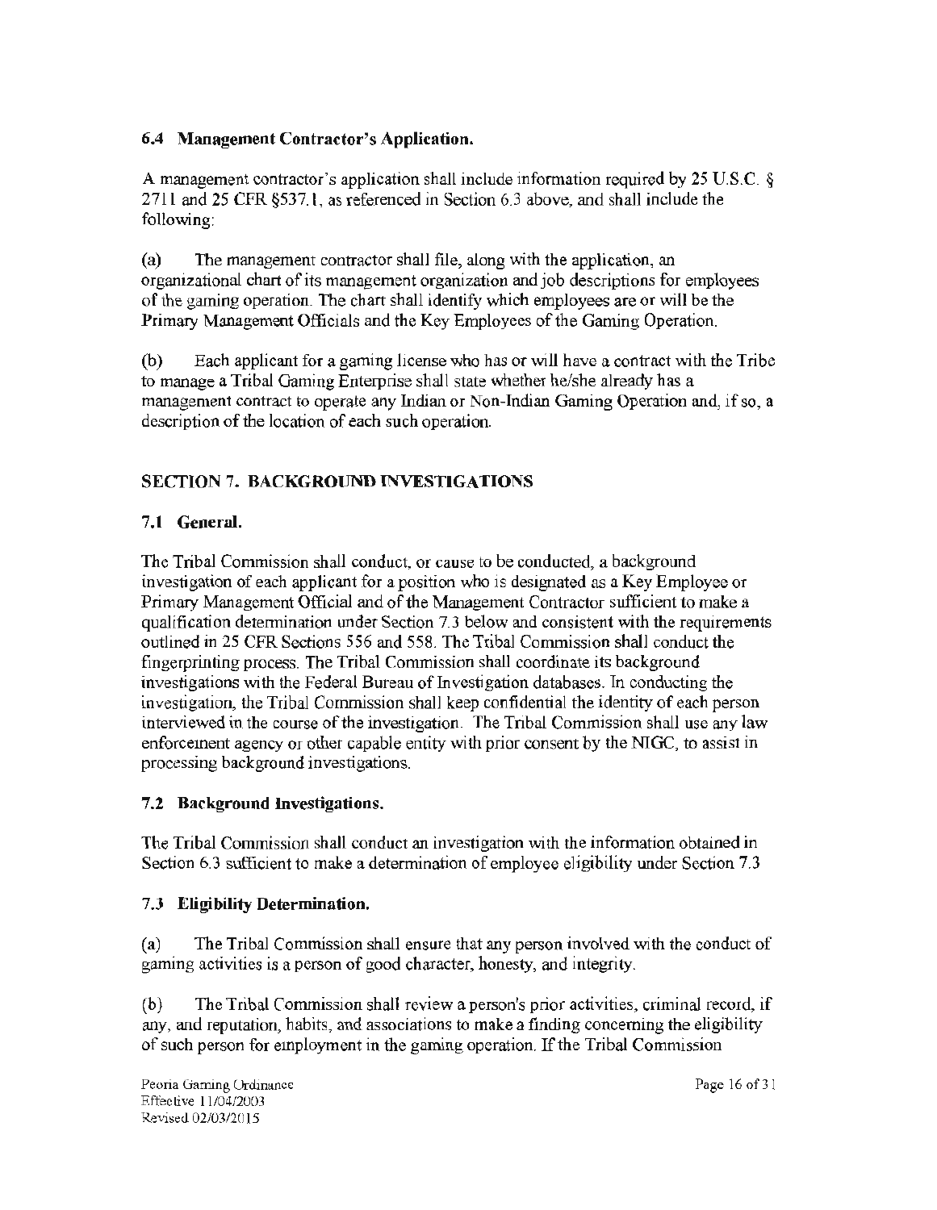### 6.4 Management Contractor's Application.

A management contractor's application shall include information required by 25 U.S.C. § 2711 and 25 CFR §537.1, as referenced in Section 6.3 above, and shall include the following:

(a) The management contractor shall file, along with the application, an organizational chart of its management organization and job descriptions for employees of the gaming operation. The chart shall identify which employees are or will be the Primary Management Officials and the Key Employees of the Gaming Operation.

(b) Each applicant for a gaming license who has or will have a contract with the Tribe to manage a Tribal Gaming Enterprise shall state whether he/she already has a management contract to operate any Indian or Non-Indian Gaming Operation and, if so, a description of the location of each such operation.

## SECTION 7. BACKGROUND INVESTIGATIONS

### 7.1 General.

The Tribal Commission shall conduct, or cause to be conducted, a background investigation of each applicant for a position who is designated as a Key Employee or Primary Management Official and of the Management Contractor sufficient to make a qualification determination under Section 7.3 below and consistent with the requirements outlined in 25 CFR Sections 556 and 558. The Tribal Commission shall conduct the fingerprinting process. The Tribal Commission shall coordinate its background investigations with the Federal Bureau of Investigation databases. In conducting the investigation, the Tribal Commission shall keep confidential the identity of each person interviewed in the course of the investigation. The Tribal Commission shall use any law enforcement agency or other capable entity with prior consent by the NIGC, to assist in processing background investigations.

### 7.2 Background Investigations.

The Tribal Commission shall conduct an investigation with the information obtained in Section 6.3 sufficient to make a determination of employee eligibility under Section 7.3

### 7.3 Eligibility Determination.

(a) The Tribal Commission shall ensure that any person involved with the conduct of gaming activities is a person of good character, honesty, and integrity.

(b) The Tribal Commission shall review a person's prior activities, criminal record, if any, and reputation, habits, and associations to make a finding concerning the eligibility of such person for employment in the gaming operation. If the Tribal Commission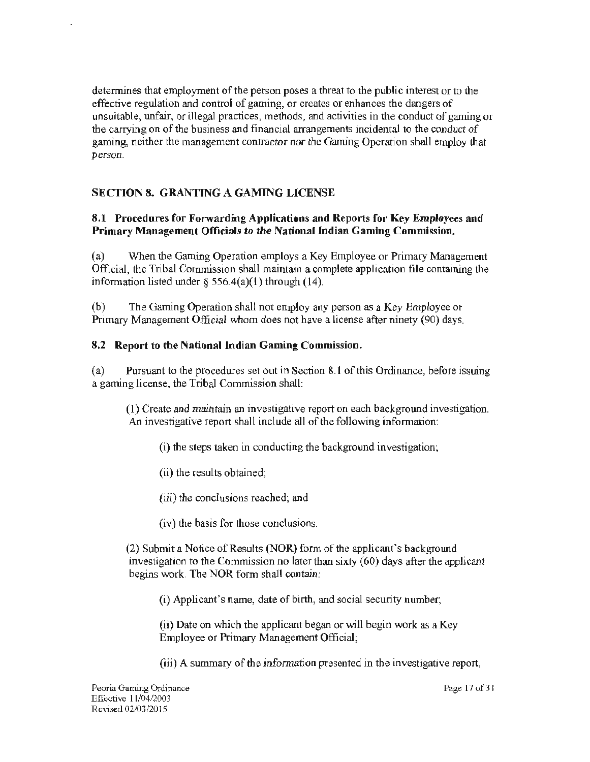determines that employment of the person poses a threat to the public interest or to the effective regulation and control of gaming, or creates or enhances the dangers of unsuitable, unfair, or illegal practices, methods, and activities in the conduct of gaming or the carrying on of the business and financial arrangements incidental to the conduct of gaming, neither the management contractor nor the Gaming Operation shall employ that person.

## SECTION 8. GRANTING A GAMING LICENSE

### 8.1 Procedures for Forwarding Applications and Reports for Key Employees and Primary Management Officials to the National Indian Gaming Commission.

(a) When the Gaming Operation employs a Key Employee or Primary Management Official, the Tribal Commission shall maintain a complete application file containing the information listed under § 556.4(a)(1) through (14).

(b) The Gaming Operation shall not employ any person as a Key Employee or Primary Management Official whom does not have a license after ninety (90) days.

### 8.2 Report to the National Indian Gaming Commission.

(a) Pursuant to the procedures set out in Section 8.1 of this Ordinance, before issuing a gaming license, the Tribal Commission shall:

(1) Create and maintain an investigative report on each background investigation. An investigative report shall include all of the following information:

(i) the steps taken in conducting the background investigation;

(ii) the results obtained;

(iii) the conclusions reached; and

(iv) the basis for those conclusions.

(2) Submit a Notice of Results (NOR) form of the applicant's background investigation to the Commission no later than sixty (60) days after the applicant begins work. The NOR form shall contain:

(i) Applicant's name, date of birth, and social security number;

(ii) Date on which the applicant began or will begin work as a Key Employee or Primary Management Official;

(iii) A summary of the information presented in the investigative report,

Peoria Gaming Ordinance
Effective 11/04/2003
Revised 02/03/2015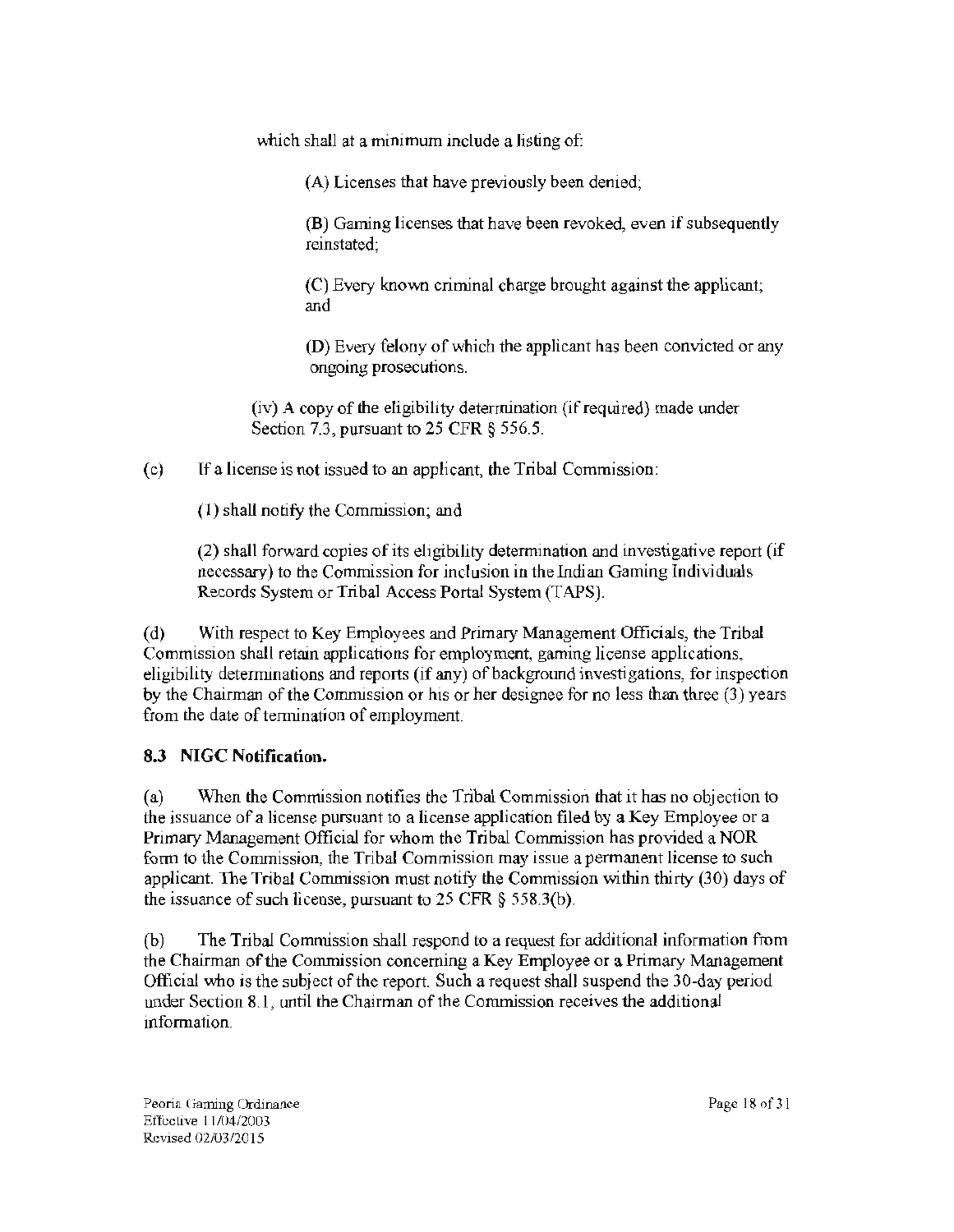which shall at a minimum include a listing of:

(A) Licenses that have previously been denied;

(B) Gaming licenses that have been revoked, even if subsequently reinstated;

(C) Every known criminal charge brought against the applicant; and

(D) Every felony of which the applicant has been convicted or any ongoing prosecutions.

(iv) A copy of the eligibility determination (if required) made under Section 7.3, pursuant to 25 CFR § 556.5.

(c) If a license is not issued to an applicant, the Tribal Commission:

(1) shall notify the Commission; and

(2) shall forward copies of its eligibility determination and investigative report (if necessary) to the Commission for inclusion in the Indian Gaming Individuals Records System or Tribal Access Portal System (TAPS).

(d) With respect to Key Employees and Primary Management Officials, the Tribal Commission shall retain applications for employment, gaming license applications, eligibility determinations and reports (if any) of background investigations, for inspection by the Chairman of the Commission or his or her designee for no less than three (3) years from the date of termination of employment.

**8.3 NIGC Notification.**

(a) When the Commission notifies the Tribal Commission that it has no objection to the issuance of a license pursuant to a license application filed by a Key Employee or a Primary Management Official for whom the Tribal Commission has provided a NOR form to the Commission, the Tribal Commission may issue a permanent license to such applicant. The Tribal Commission must notify the Commission within thirty (30) days of the issuance of such license, pursuant to 25 CFR § 558.3(b).

(b) The Tribal Commission shall respond to a request for additional information from the Chairman of the Commission concerning a Key Employee or a Primary Management Official who is the subject of the report. Such a request shall suspend the 30-day period under Section 8.1, until the Chairman of the Commission receives the additional information.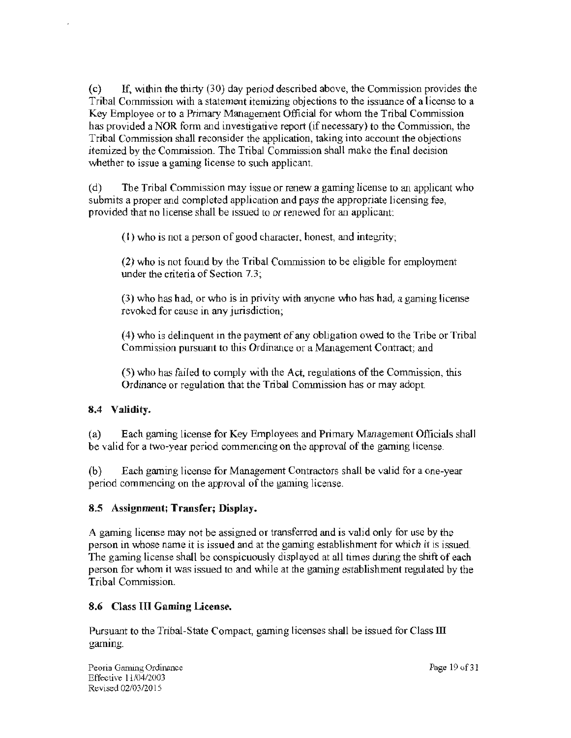(c) If, within the thirty (30) day period described above, the Commission provides the Tribal Commission with a statement itemizing objections to the issuance of a license to a Key Employee or to a Primary Management Official for whom the Tribal Commission has provided a NOR form and investigative report (if necessary) to the Commission, the Tribal Commission shall reconsider the application, taking into account the objections itemized by the Commission. The Tribal Commission shall make the final decision whether to issue a gaming license to such applicant.

(d) The Tribal Commission may issue or renew a gaming license to an applicant who submits a proper and completed application and pays the appropriate licensing fee, provided that no license shall be issued to or renewed for an applicant:

(1) who is not a person of good character, honest, and integrity;

(2) who is not found by the Tribal Commission to be eligible for employment under the criteria of Section 7.3;

(3) who has had, or who is in privity with anyone who has had, a gaming license revoked for cause in any jurisdiction;

(4) who is delinquent in the payment of any obligation owed to the Tribe or Tribal Commission pursuant to this Ordinance or a Management Contract; and

(5) who has failed to comply with the Act, regulations of the Commission, this Ordinance or regulation that the Tribal Commission has or may adopt.

### 8.4 Validity.

(a) Each gaming license for Key Employees and Primary Management Officials shall be valid for a two-year period commencing on the approval of the gaming license.

(b) Each gaming license for Management Contractors shall be valid for a one-year period commencing on the approval of the gaming license.

### 8.5 Assignment; Transfer; Display.

A gaming license may not be assigned or transferred and is valid only for use by the person in whose name it is issued and at the gaming establishment for which it is issued. The gaming license shall be conspicuously displayed at all times during the shift of each person for whom it was issued to and while at the gaming establishment regulated by the Tribal Commission.

### 8.6 Class III Gaming License.

Pursuant to the Tribal-State Compact, gaming licenses shall be issued for Class III gaming.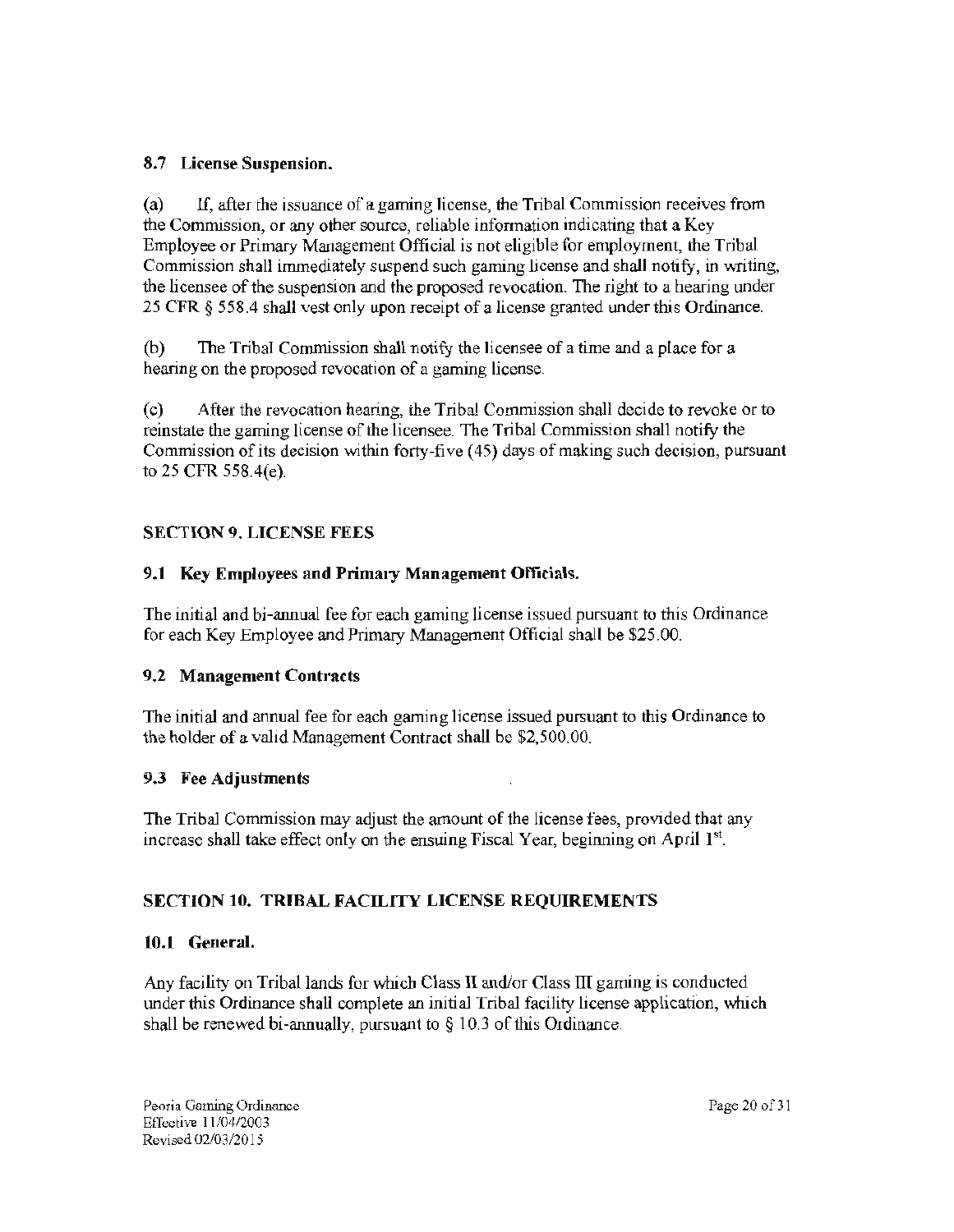### 8.7 License Suspension.

(a) If, after the issuance of a gaming license, the Tribal Commission receives from the Commission, or any other source, reliable information indicating that a Key Employee or Primary Management Official is not eligible for employment, the Tribal Commission shall immediately suspend such gaming license and shall notify, in writing, the licensee of the suspension and the proposed revocation. The right to a hearing under 25 CFR § 558.4 shall vest only upon receipt of a license granted under this Ordinance.

(b) The Tribal Commission shall notify the licensee of a time and a place for a hearing on the proposed revocation of a gaming license.

(c) After the revocation hearing, the Tribal Commission shall decide to revoke or to reinstate the gaming license of the licensee. The Tribal Commission shall notify the Commission of its decision within forty-five (45) days of making such decision, pursuant to 25 CFR 558.4(e).

## SECTION 9. LICENSE FEES

### 9.1 Key Employees and Primary Management Officials.

The initial and bi-annual fee for each gaming license issued pursuant to this Ordinance for each Key Employee and Primary Management Official shall be $25.00.

### 9.2 Management Contracts

The initial and annual fee for each gaming license issued pursuant to this Ordinance to the holder of a valid Management Contract shall be $2,500.00.

### 9.3 Fee Adjustments

The Tribal Commission may adjust the amount of the license fees, provided that any increase shall take effect only on the ensuing Fiscal Year, beginning on April 1st.

## SECTION 10. TRIBAL FACILITY LICENSE REQUIREMENTS

### 10.1 General.

Any facility on Tribal lands for which Class II and/or Class III gaming is conducted under this Ordinance shall complete an initial Tribal facility license application, which shall be renewed bi-annually, pursuant to § 10.3 of this Ordinance.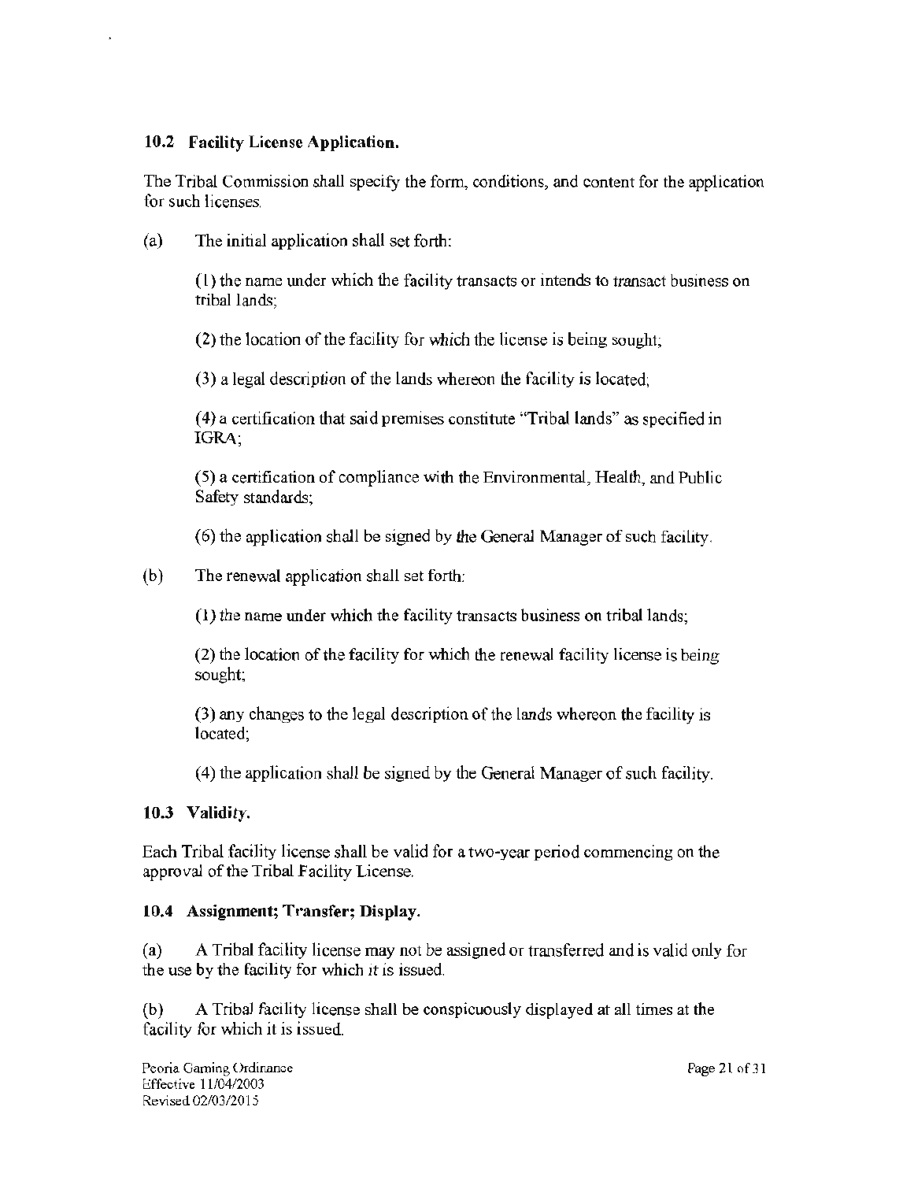### 10.2 Facility License Application.

The Tribal Commission shall specify the form, conditions, and content for the application for such licenses.

(a) The initial application shall set forth:

(1) the name under which the facility transacts or intends to transact business on tribal lands;

(2) the location of the facility for which the license is being sought;

(3) a legal description of the lands whereon the facility is located;

(4) a certification that said premises constitute "Tribal lands" as specified in IGRA;

(5) a certification of compliance with the Environmental, Health, and Public Safety standards;

(6) the application shall be signed by the General Manager of such facility.

(b) The renewal application shall set forth:

(1) the name under which the facility transacts business on tribal lands;

(2) the location of the facility for which the renewal facility license is being sought;

(3) any changes to the legal description of the lands whereon the facility is located;

(4) the application shall be signed by the General Manager of such facility.

### 10.3 Validity.

Each Tribal facility license shall be valid for a two-year period commencing on the approval of the Tribal Facility License.

### 10.4 Assignment; Transfer; Display.

(a) A Tribal facility license may not be assigned or transferred and is valid only for the use by the facility for which it is issued.

(b) A Tribal facility license shall be conspicuously displayed at all times at the facility for which it is issued.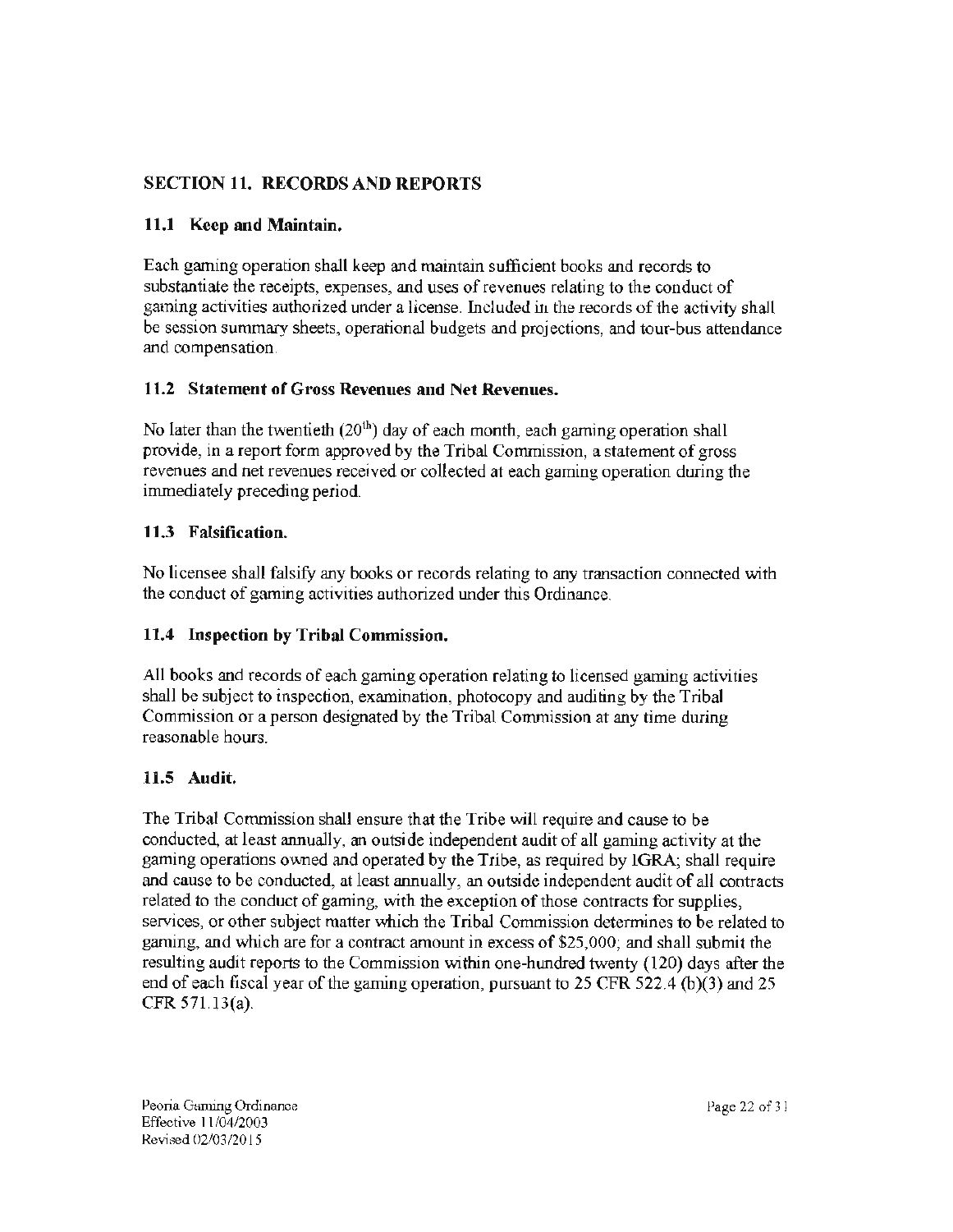## SECTION 11. RECORDS AND REPORTS

### 11.1 Keep and Maintain.

Each gaming operation shall keep and maintain sufficient books and records to substantiate the receipts, expenses, and uses of revenues relating to the conduct of gaming activities authorized under a license. Included in the records of the activity shall be session summary sheets, operational budgets and projections, and tour-bus attendance and compensation.

### 11.2 Statement of Gross Revenues and Net Revenues.

No later than the twentieth (20th) day of each month, each gaming operation shall provide, in a report form approved by the Tribal Commission, a statement of gross revenues and net revenues received or collected at each gaming operation during the immediately preceding period.

### 11.3 Falsification.

No licensee shall falsify any books or records relating to any transaction connected with the conduct of gaming activities authorized under this Ordinance.

### 11.4 Inspection by Tribal Commission.

All books and records of each gaming operation relating to licensed gaming activities shall be subject to inspection, examination, photocopy and auditing by the Tribal Commission or a person designated by the Tribal Commission at any time during reasonable hours.

### 11.5 Audit.

The Tribal Commission shall ensure that the Tribe will require and cause to be conducted, at least annually, an outside independent audit of all gaming activity at the gaming operations owned and operated by the Tribe, as required by IGRA; shall require and cause to be conducted, at least annually, an outside independent audit of all contracts related to the conduct of gaming, with the exception of those contracts for supplies, services, or other subject matter which the Tribal Commission determines to be related to gaming, and which are for a contract amount in excess of $25,000; and shall submit the resulting audit reports to the Commission within one-hundred twenty (120) days after the end of each fiscal year of the gaming operation, pursuant to 25 CFR 522.4 (b)(3) and 25 CFR 571.13(a).

Peoria Gaming Ordinance
Effective 11/04/2003
Revised 02/03/2015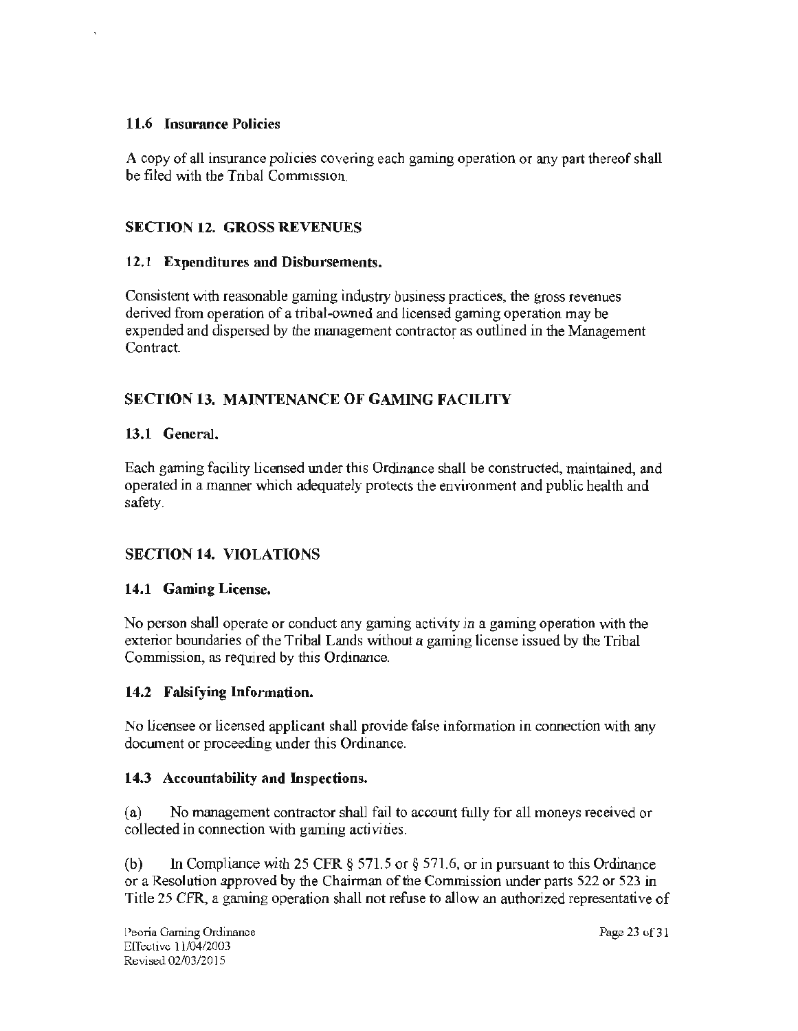### 11.6 Insurance Policies

A copy of all insurance policies covering each gaming operation or any part thereof shall be filed with the Tribal Commission.

## SECTION 12. GROSS REVENUES

### 12.1 Expenditures and Disbursements.

Consistent with reasonable gaming industry business practices, the gross revenues derived from operation of a tribal-owned and licensed gaming operation may be expended and dispersed by the management contractor as outlined in the Management Contract.

## SECTION 13. MAINTENANCE OF GAMING FACILITY

### 13.1 General.

Each gaming facility licensed under this Ordinance shall be constructed, maintained, and operated in a manner which adequately protects the environment and public health and safety.

## SECTION 14. VIOLATIONS

### 14.1 Gaming License.

No person shall operate or conduct any gaming activity in a gaming operation with the exterior boundaries of the Tribal Lands without a gaming license issued by the Tribal Commission, as required by this Ordinance.

### 14.2 Falsifying Information.

No licensee or licensed applicant shall provide false information in connection with any document or proceeding under this Ordinance.

### 14.3 Accountability and Inspections.

(a) No management contractor shall fail to account fully for all moneys received or collected in connection with gaming activities.

(b) In Compliance with 25 CFR § 571.5 or § 571.6, or in pursuant to this Ordinance or a Resolution approved by the Chairman of the Commission under parts 522 or 523 in Title 25 CFR, a gaming operation shall not refuse to allow an authorized representative of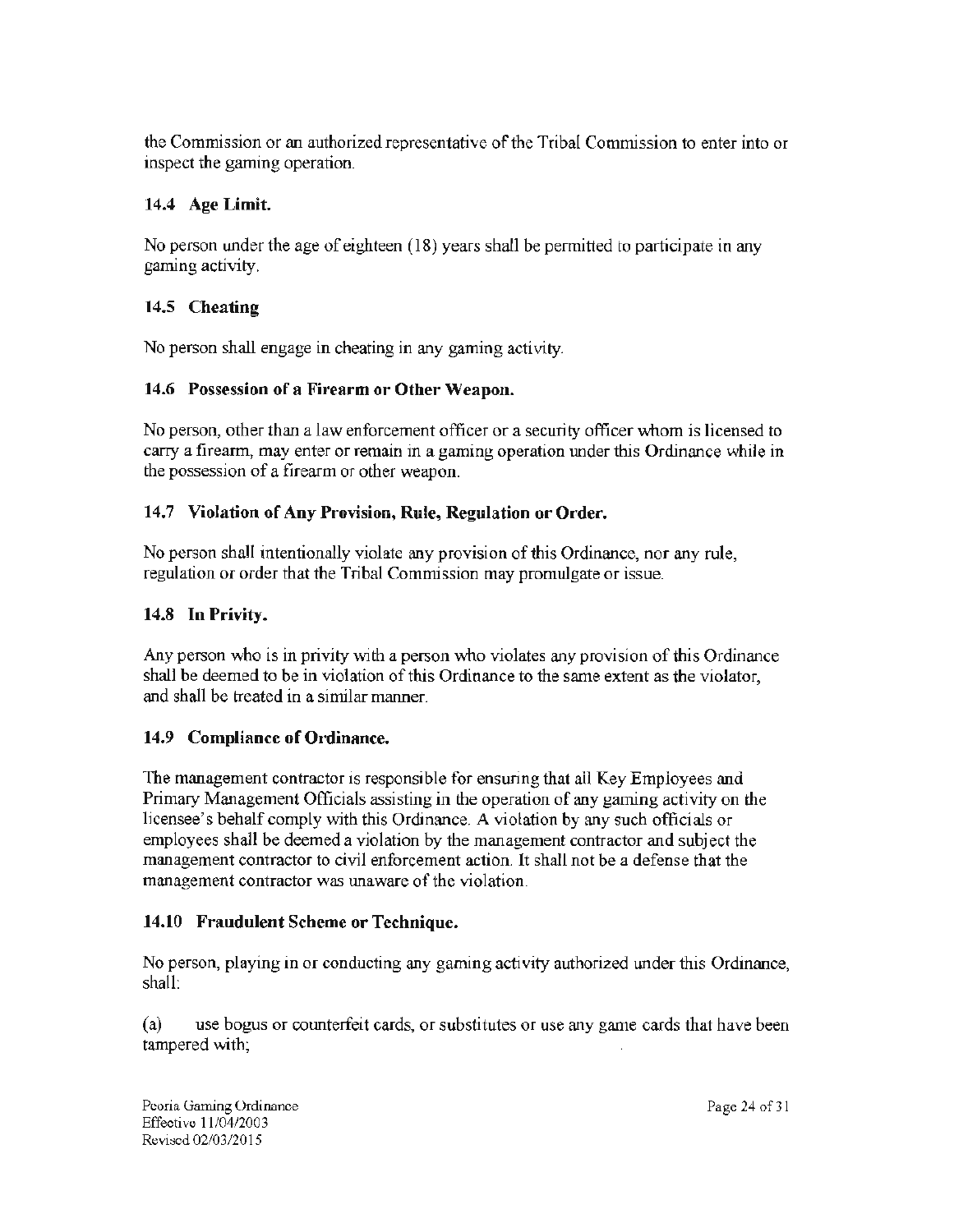the Commission or an authorized representative of the Tribal Commission to enter into or inspect the gaming operation.

### 14.4 Age Limit.

No person under the age of eighteen (18) years shall be permitted to participate in any gaming activity.

### 14.5 Cheating

No person shall engage in cheating in any gaming activity.

### 14.6 Possession of a Firearm or Other Weapon.

No person, other than a law enforcement officer or a security officer whom is licensed to carry a firearm, may enter or remain in a gaming operation under this Ordinance while in the possession of a firearm or other weapon.

### 14.7 Violation of Any Provision, Rule, Regulation or Order.

No person shall intentionally violate any provision of this Ordinance, nor any rule, regulation or order that the Tribal Commission may promulgate or issue.

### 14.8 In Privity.

Any person who is in privity with a person who violates any provision of this Ordinance shall be deemed to be in violation of this Ordinance to the same extent as the violator, and shall be treated in a similar manner.

### 14.9 Compliance of Ordinance.

The management contractor is responsible for ensuring that all Key Employees and Primary Management Officials assisting in the operation of any gaming activity on the licensee's behalf comply with this Ordinance. A violation by any such officials or employees shall be deemed a violation by the management contractor and subject the management contractor to civil enforcement action. It shall not be a defense that the management contractor was unaware of the violation.

### 14.10 Fraudulent Scheme or Technique.

No person, playing in or conducting any gaming activity authorized under this Ordinance, shall:

(a) use bogus or counterfeit cards, or substitutes or use any game cards that have been tampered with;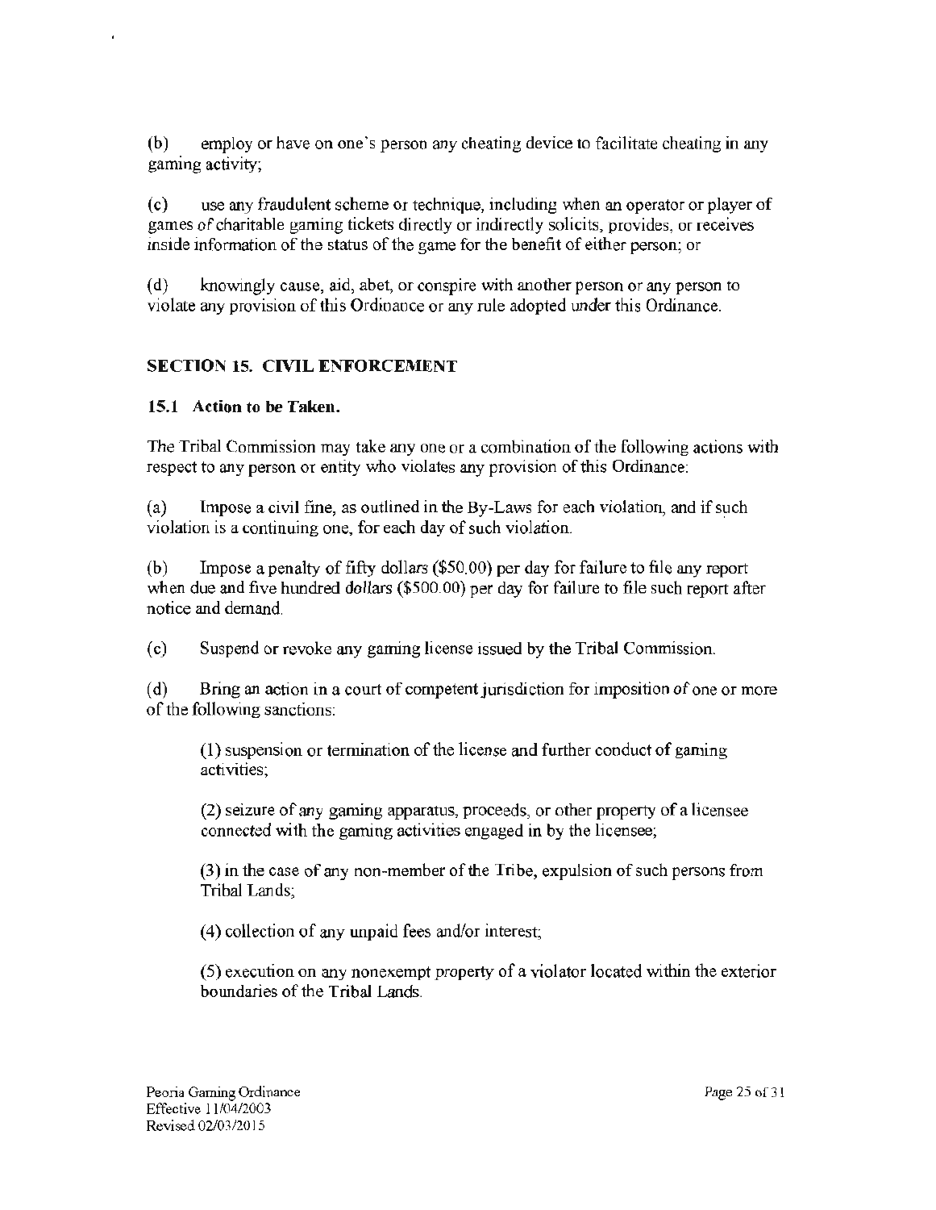(b) employ or have on one's person any cheating device to facilitate cheating in any gaming activity;

(c) use any fraudulent scheme or technique, including when an operator or player of games of charitable gaming tickets directly or indirectly solicits, provides, or receives inside information of the status of the game for the benefit of either person; or

(d) knowingly cause, aid, abet, or conspire with another person or any person to violate any provision of this Ordinance or any rule adopted under this Ordinance.

## SECTION 15. CIVIL ENFORCEMENT

### 15.1 Action to be Taken.

The Tribal Commission may take any one or a combination of the following actions with respect to any person or entity who violates any provision of this Ordinance:

(a) Impose a civil fine, as outlined in the By-Laws for each violation, and if such violation is a continuing one, for each day of such violation.

(b) Impose a penalty of fifty dollars ($50.00) per day for failure to file any report when due and five hundred dollars ($500.00) per day for failure to file such report after notice and demand.

(c) Suspend or revoke any gaming license issued by the Tribal Commission.

(d) Bring an action in a court of competent jurisdiction for imposition of one or more of the following sanctions:

(1) suspension or termination of the license and further conduct of gaming activities;

(2) seizure of any gaming apparatus, proceeds, or other property of a licensee connected with the gaming activities engaged in by the licensee;

(3) in the case of any non-member of the Tribe, expulsion of such persons from Tribal Lands;

(4) collection of any unpaid fees and/or interest;

(5) execution on any nonexempt property of a violator located within the exterior boundaries of the Tribal Lands.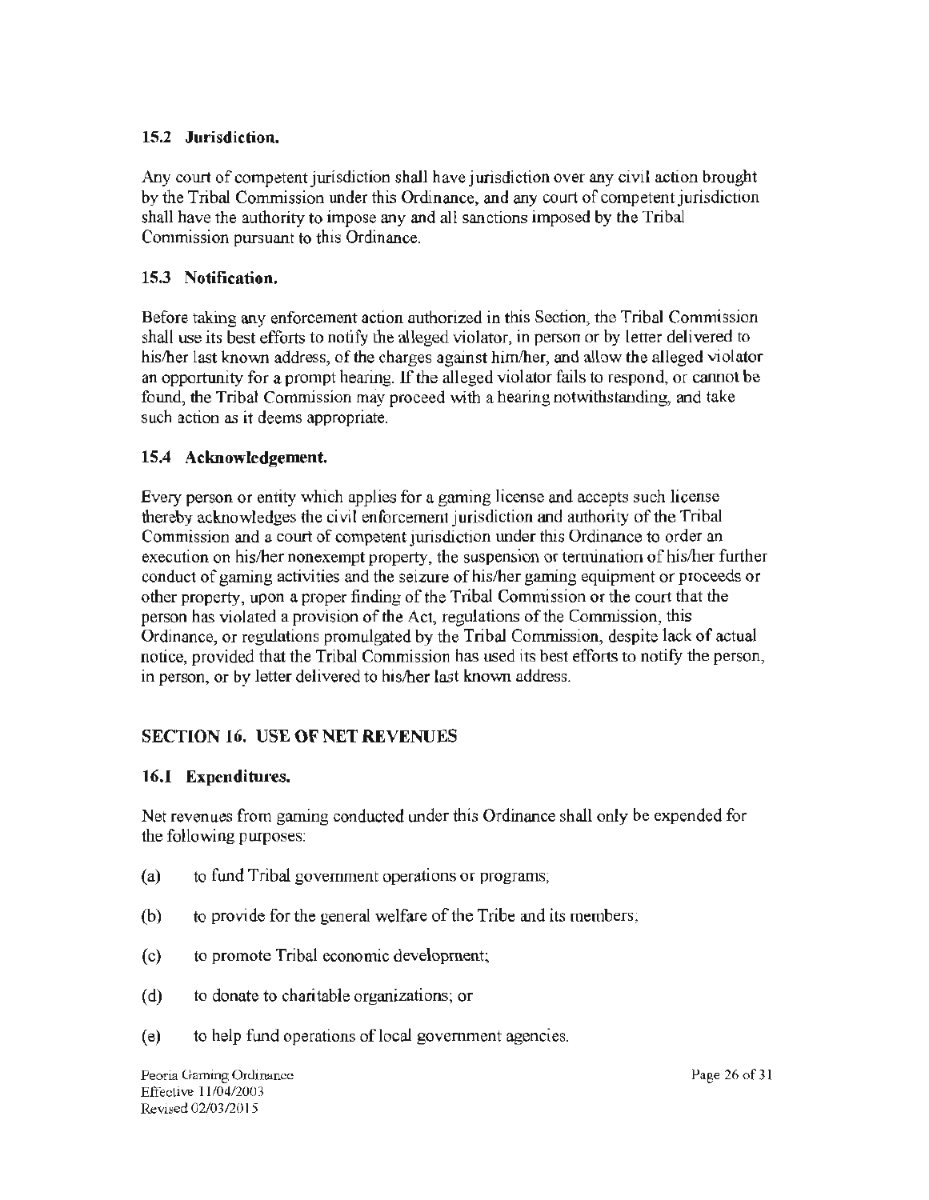### 15.2 Jurisdiction.

Any court of competent jurisdiction shall have jurisdiction over any civil action brought by the Tribal Commission under this Ordinance, and any court of competent jurisdiction shall have the authority to impose any and all sanctions imposed by the Tribal Commission pursuant to this Ordinance.

### 15.3 Notification.

Before taking any enforcement action authorized in this Section, the Tribal Commission shall use its best efforts to notify the alleged violator, in person or by letter delivered to his/her last known address, of the charges against him/her, and allow the alleged violator an opportunity for a prompt hearing. If the alleged violator fails to respond, or cannot be found, the Tribal Commission may proceed with a hearing notwithstanding, and take such action as it deems appropriate.

### 15.4 Acknowledgement.

Every person or entity which applies for a gaming license and accepts such license thereby acknowledges the civil enforcement jurisdiction and authority of the Tribal Commission and a court of competent jurisdiction under this Ordinance to order an execution on his/her nonexempt property, the suspension or termination of his/her further conduct of gaming activities and the seizure of his/her gaming equipment or proceeds or other property, upon a proper finding of the Tribal Commission or the court that the person has violated a provision of the Act, regulations of the Commission, this Ordinance, or regulations promulgated by the Tribal Commission, despite lack of actual notice, provided that the Tribal Commission has used its best efforts to notify the person, in person, or by letter delivered to his/her last known address.

## SECTION 16. USE OF NET REVENUES

### 16.1 Expenditures.

Net revenues from gaming conducted under this Ordinance shall only be expended for the following purposes:

(a) to fund Tribal government operations or programs;

(b) to provide for the general welfare of the Tribe and its members;

(c) to promote Tribal economic development;

(d) to donate to charitable organizations; or

(e) to help fund operations of local government agencies.

Peoria Gaming Ordinance
Effective 11/04/2003
Revised 02/03/2015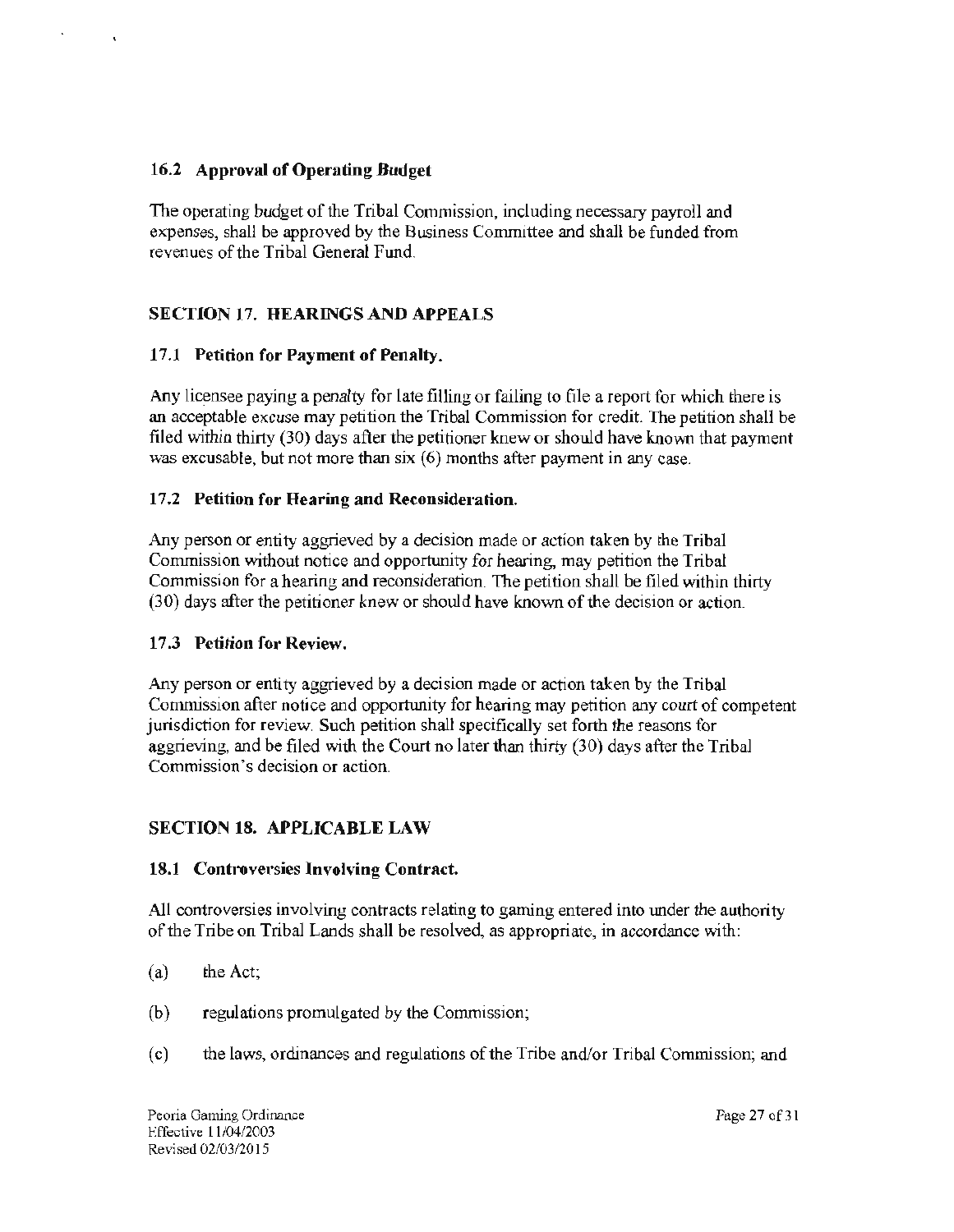### 16.2 Approval of Operating Budget

The operating budget of the Tribal Commission, including necessary payroll and expenses, shall be approved by the Business Committee and shall be funded from revenues of the Tribal General Fund.

## SECTION 17. HEARINGS AND APPEALS

### 17.1 Petition for Payment of Penalty.

Any licensee paying a penalty for late filling or failing to file a report for which there is an acceptable excuse may petition the Tribal Commission for credit. The petition shall be filed within thirty (30) days after the petitioner knew or should have known that payment was excusable, but not more than six (6) months after payment in any case.

### 17.2 Petition for Hearing and Reconsideration.

Any person or entity aggrieved by a decision made or action taken by the Tribal Commission without notice and opportunity for hearing, may petition the Tribal Commission for a hearing and reconsideration. The petition shall be filed within thirty (30) days after the petitioner knew or should have known of the decision or action.

### 17.3 Petition for Review.

Any person or entity aggrieved by a decision made or action taken by the Tribal Commission after notice and opportunity for hearing may petition any court of competent jurisdiction for review. Such petition shall specifically set forth the reasons for aggrieving, and be filed with the Court no later than thirty (30) days after the Tribal Commission's decision or action.

## SECTION 18. APPLICABLE LAW

### 18.1 Controversies Involving Contract.

All controversies involving contracts relating to gaming entered into under the authority of the Tribe on Tribal Lands shall be resolved, as appropriate, in accordance with:

(a) the Act;

(b) regulations promulgated by the Commission;

(c) the laws, ordinances and regulations of the Tribe and/or Tribal Commission; and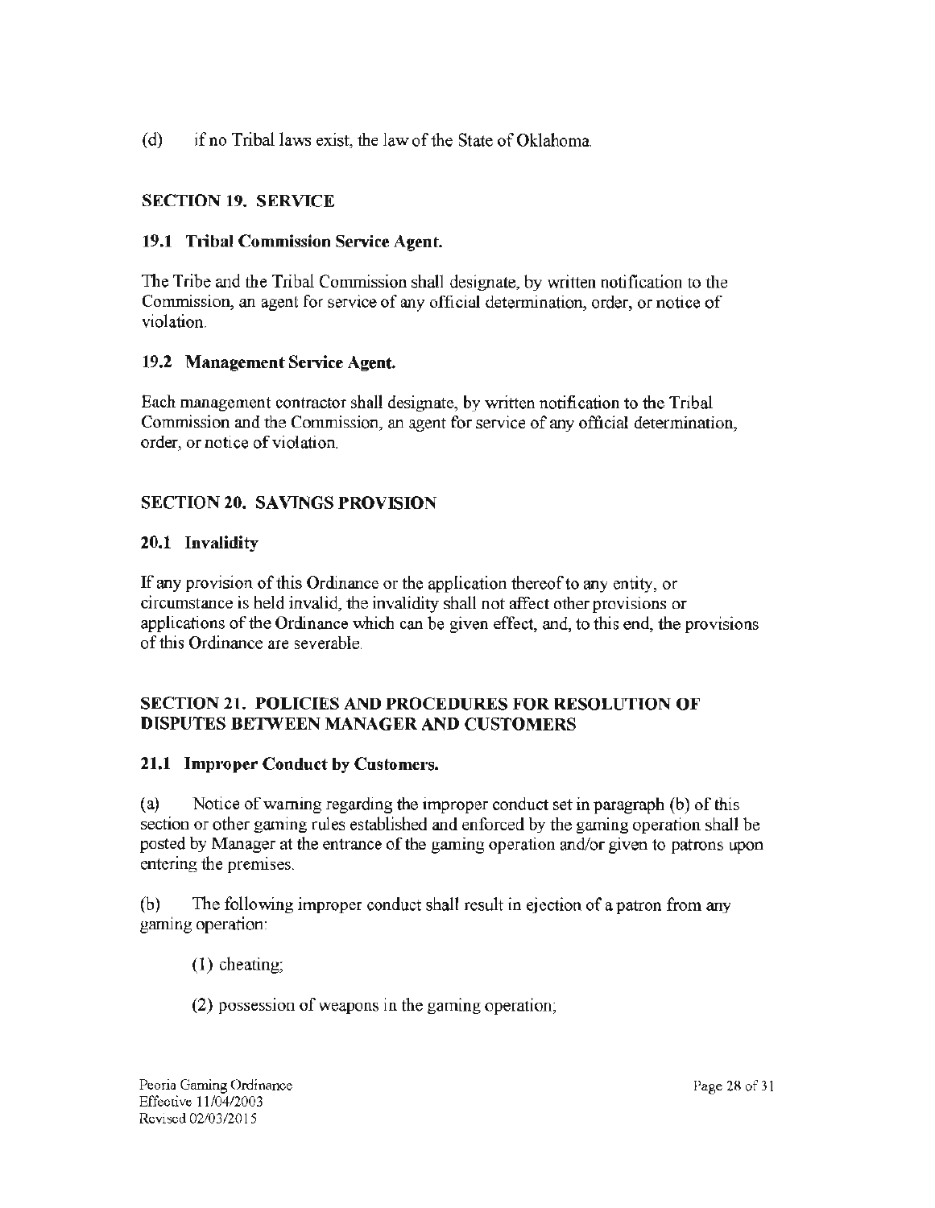(d) if no Tribal laws exist, the law of the State of Oklahoma.

## SECTION 19. SERVICE

### 19.1 Tribal Commission Service Agent.

The Tribe and the Tribal Commission shall designate, by written notification to the Commission, an agent for service of any official determination, order, or notice of violation.

### 19.2 Management Service Agent.

Each management contractor shall designate, by written notification to the Tribal Commission and the Commission, an agent for service of any official determination, order, or notice of violation.

## SECTION 20. SAVINGS PROVISION

### 20.1 Invalidity

If any provision of this Ordinance or the application thereof to any entity, or circumstance is held invalid, the invalidity shall not affect other provisions or applications of the Ordinance which can be given effect, and, to this end, the provisions of this Ordinance are severable.

## SECTION 21. POLICIES AND PROCEDURES FOR RESOLUTION OF DISPUTES BETWEEN MANAGER AND CUSTOMERS

### 21.1 Improper Conduct by Customers.

(a) Notice of warning regarding the improper conduct set in paragraph (b) of this section or other gaming rules established and enforced by the gaming operation shall be posted by Manager at the entrance of the gaming operation and/or given to patrons upon entering the premises.

(b) The following improper conduct shall result in ejection of a patron from any gaming operation:

(1) cheating;

(2) possession of weapons in the gaming operation;

Peoria Gaming Ordinance
Effective 11/04/2003
Revised 02/03/2015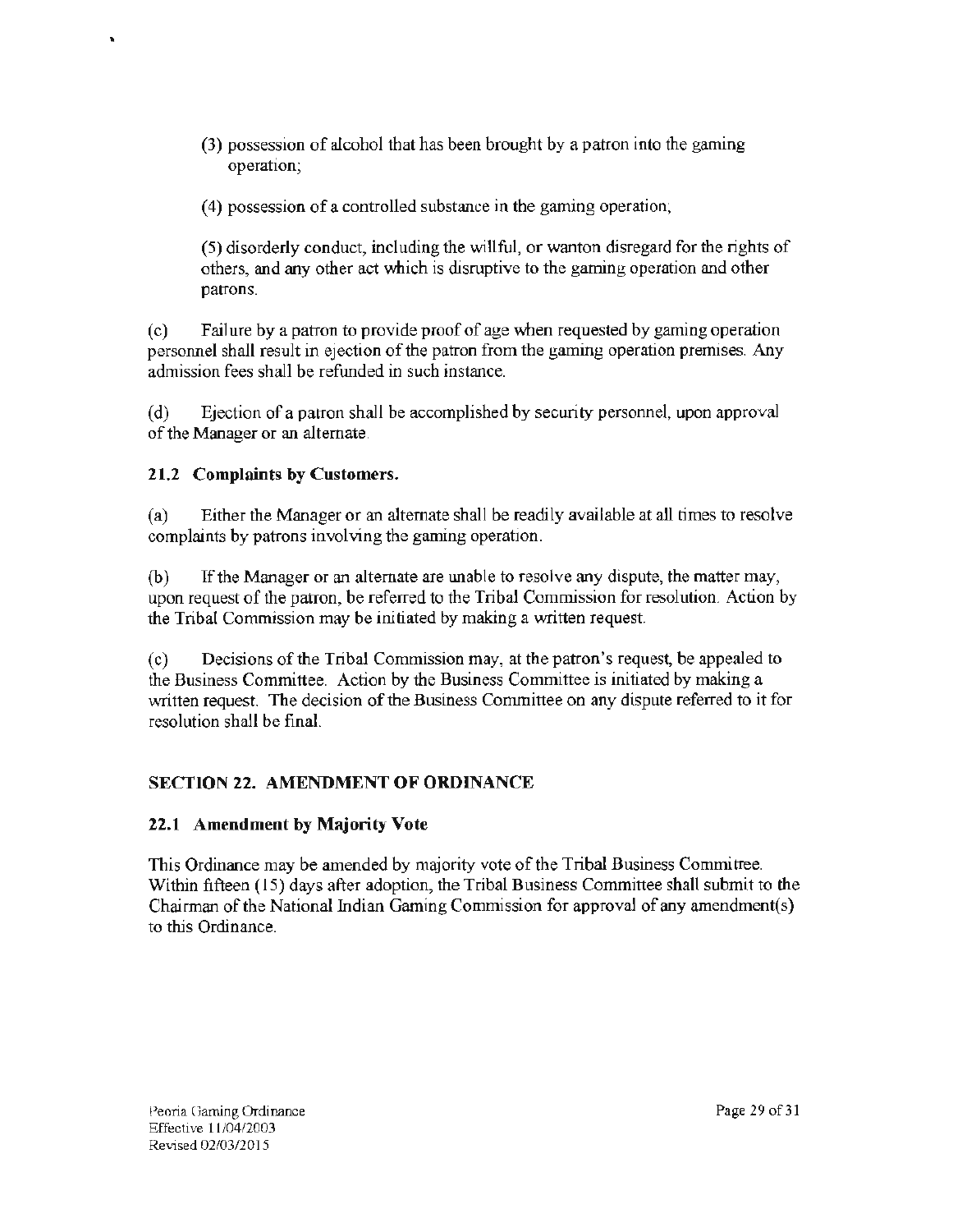(3) possession of alcohol that has been brought by a patron into the gaming operation;

(4) possession of a controlled substance in the gaming operation;

(5) disorderly conduct, including the willful, or wanton disregard for the rights of others, and any other act which is disruptive to the gaming operation and other patrons.

(c) Failure by a patron to provide proof of age when requested by gaming operation personnel shall result in ejection of the patron from the gaming operation premises. Any admission fees shall be refunded in such instance.

(d) Ejection of a patron shall be accomplished by security personnel, upon approval of the Manager or an alternate.

### 21.2 Complaints by Customers.

(a) Either the Manager or an alternate shall be readily available at all times to resolve complaints by patrons involving the gaming operation.

(b) If the Manager or an alternate are unable to resolve any dispute, the matter may, upon request of the patron, be referred to the Tribal Commission for resolution. Action by the Tribal Commission may be initiated by making a written request.

(c) Decisions of the Tribal Commission may, at the patron's request, be appealed to the Business Committee. Action by the Business Committee is initiated by making a written request. The decision of the Business Committee on any dispute referred to it for resolution shall be final.

## SECTION 22. AMENDMENT OF ORDINANCE

### 22.1 Amendment by Majority Vote

This Ordinance may be amended by majority vote of the Tribal Business Committee. Within fifteen (15) days after adoption, the Tribal Business Committee shall submit to the Chairman of the National Indian Gaming Commission for approval of any amendment(s) to this Ordinance.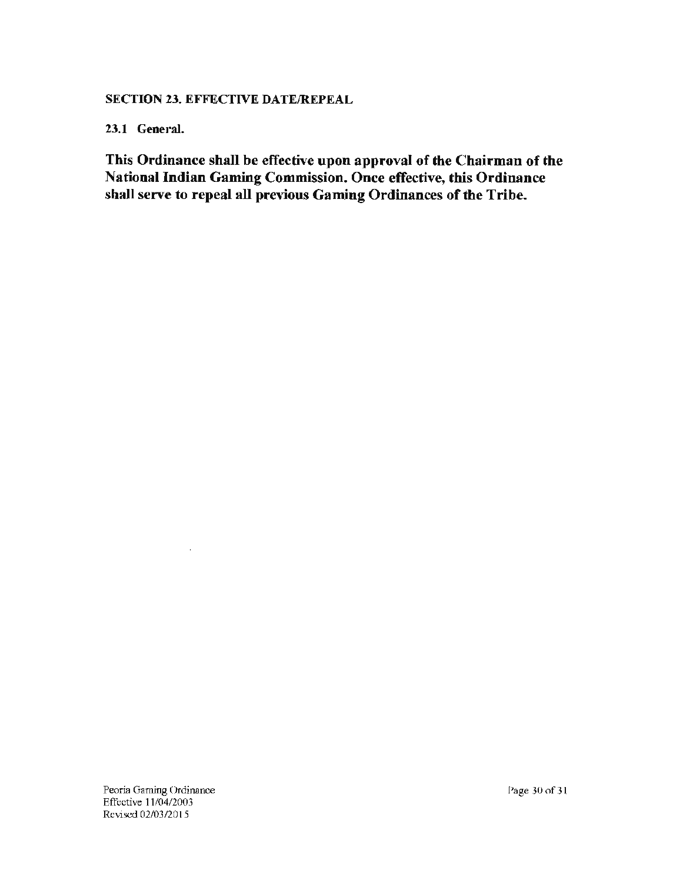**SECTION 23. EFFECTIVE DATE/REPEAL**

**23.1 General.**

**This Ordinance shall be effective upon approval of the Chairman of the National Indian Gaming Commission. Once effective, this Ordinance shall serve to repeal all previous Gaming Ordinances of the Tribe.**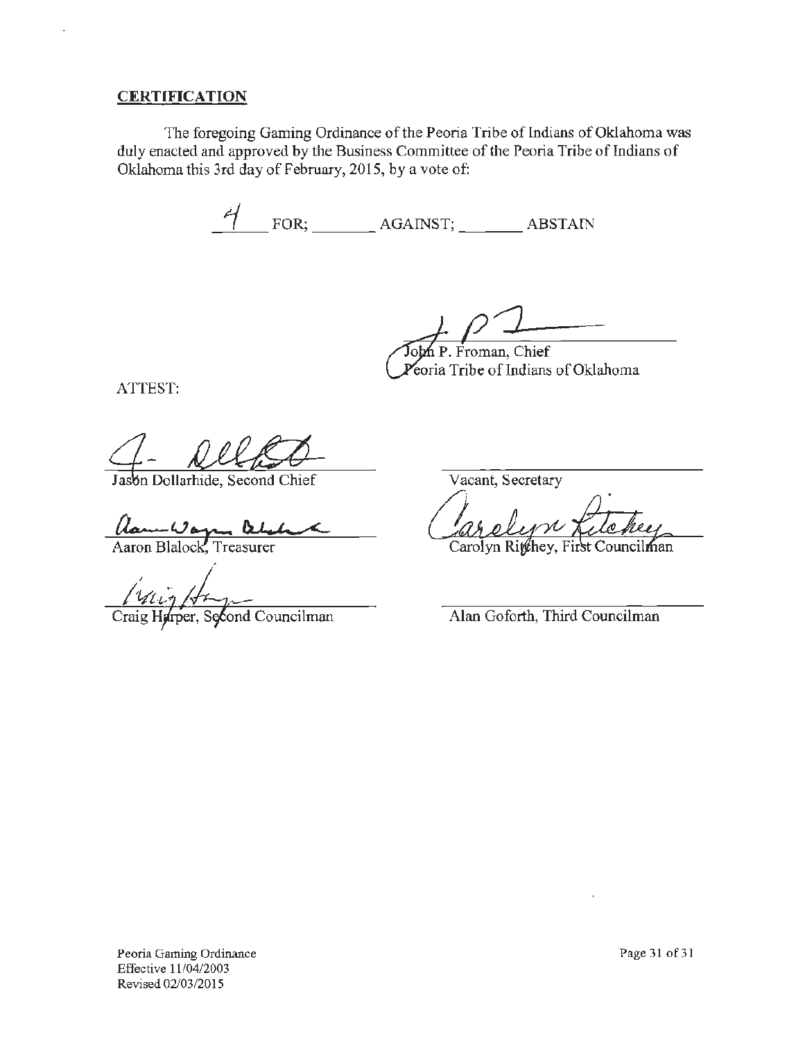## CERTIFICATION

The foregoing Gaming Ordinance of the Peoria Tribe of Indians of Oklahoma was duly enacted and approved by the Business Committee of the Peoria Tribe of Indians of Oklahoma this 3rd day of February, 2015, by a vote of:

4 FOR; \_\_\_\_\_\_\_ AGAINST; \_\_\_\_\_\_\_ ABSTAIN

John P. Froman, Chief
Peoria Tribe of Indians of Oklahoma

ATTEST:

Jason Dollarhide, Second Chief

Vacant, Secretary

Aaron Blalock, Treasurer

Carolyn Ritchey, First Councilman

Craig Harper, Second Councilman

Alan Goforth, Third Councilman

Peoria Gaming Ordinance
Effective 11/04/2003
Revised 02/03/2015